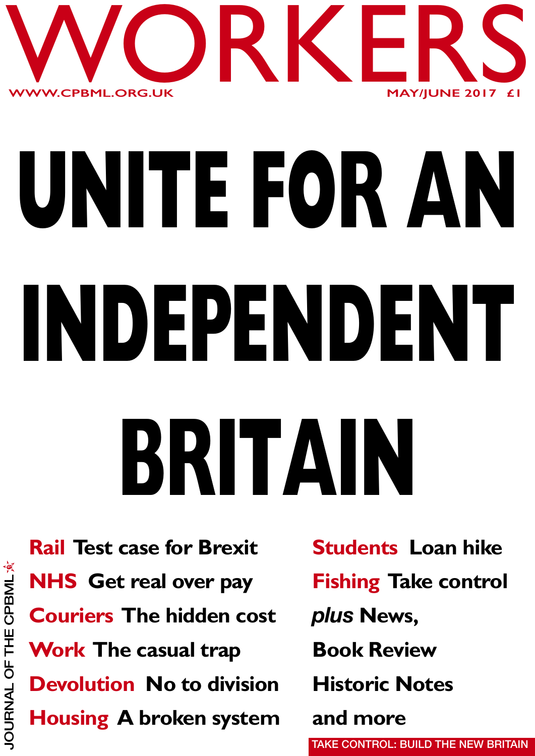# WORKERS

WWW.CPBML.ORG.UK

MAY/JUNE 2017 £1

# UNITE FOR AN INDEPENDENT BRITAIN

**Rail** Test case for Brexit

**NHS** Get real over pay

**Couriers** The hidden cost

**Work** The casual trap

**Devolution** No to division

**Housing** A broken system

**Students** Loan hike

**Fishing** Take control

*plus* News, Book Review, Historic Notes and more

JOURNAL OF THE CPBML

TAKE CONTROL: BUILD THE NEW BRITAIN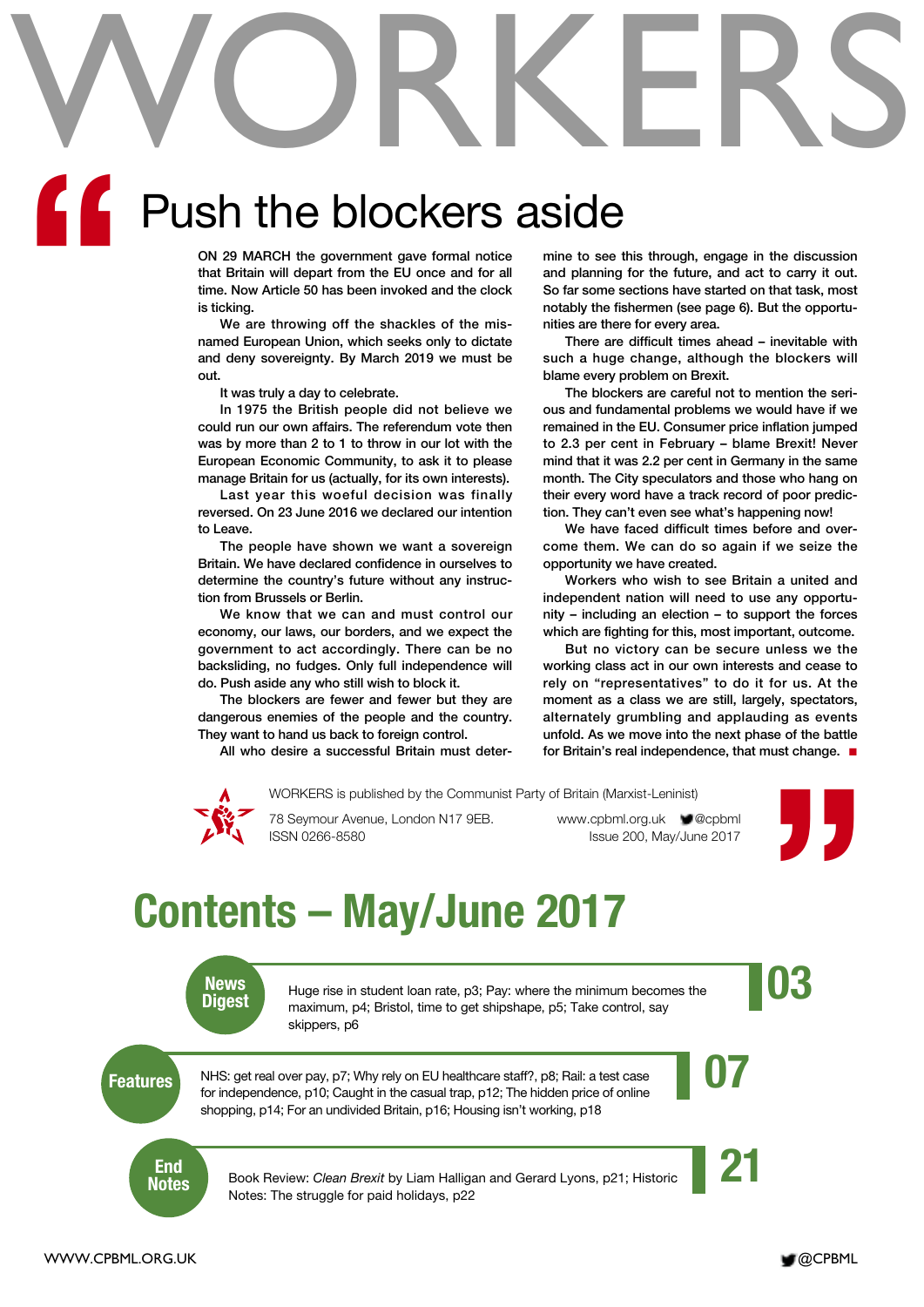# WORKERS

## Push the blockers aside

ON 29 MARCH the government gave formal notice that Britain will depart from the EU once and for all time. Now Article 50 has been invoked and the clock is ticking.

We are throwing off the shackles of the misnamed European Union, which seeks only to dictate and deny sovereignty. By March 2019 we must be out.

It was truly a day to celebrate.

In 1975 the British people did not believe we could run our own affairs. The referendum vote then was by more than 2 to 1 to throw in our lot with the European Economic Community, to ask it to please manage Britain for us (actually, for its own interests).

Last year this woeful decision was finally reversed. On 23 June 2016 we declared our intention to Leave.

The people have shown we want a sovereign Britain. We have declared confidence in ourselves to determine the country's future without any instruction from Brussels or Berlin.

We know that we can and must control our economy, our laws, our borders, and we expect the government to act accordingly. There can be no backsliding, no fudges. Only full independence will do. Push aside any who still wish to block it.

The blockers are fewer and fewer but they are dangerous enemies of the people and the country. They want to hand us back to foreign control.

All who desire a successful Britain must determine to see this through, engage in the discussion and planning for the future, and act to carry it out. So far some sections have started on that task, most notably the fishermen (see page 6). But the opportunities are there for every area.

There are difficult times ahead – inevitable with such a huge change, although the blockers will blame every problem on Brexit.

The blockers are careful not to mention the serious and fundamental problems we would have if we remained in the EU. Consumer price inflation jumped to 2.3 per cent in February – blame Brexit! Never mind that it was 2.2 per cent in Germany in the same month. The City speculators and those who hang on their every word have a track record of poor prediction. They can't even see what's happening now!

We have faced difficult times before and overcome them. We can do so again if we seize the opportunity we have created.

Workers who wish to see Britain a united and independent nation will need to use any opportunity – including an election – to support the forces which are fighting for this, most important, outcome.

But no victory can be secure unless we the working class act in our own interests and cease to rely on "representatives" to do it for us. At the moment as a class we are still, largely, spectators, alternately grumbling and applauding as events unfold. As we move into the next phase of the battle for Britain's real independence, that must change. ■

WORKERS is published by the Communist Party of Britain (Marxist-Leninist)

78 Seymour Avenue, London N17 9EB. ISSN 0266-8580

www.cpbml.org.uk @cpbml

Issue 200, May/June 2017

# Contents – May/June 2017

**News Digest** — 03

Huge rise in student loan rate, p3; Pay: where the minimum becomes the maximum, p4; Bristol, time to get shipshape, p5; Take control, say skippers, p6

**Features** — 07

NHS: get real over pay, p7; Why rely on EU healthcare staff?, p8; Rail: a test case for independence, p10; Caught in the casual trap, p12; The hidden price of online shopping, p14; For an undivided Britain, p16; Housing isn't working, p18

**End Notes** — 21

Book Review: *Clean Brexit* by Liam Halligan and Gerard Lyons, p21; Historic Notes: The struggle for paid holidays, p22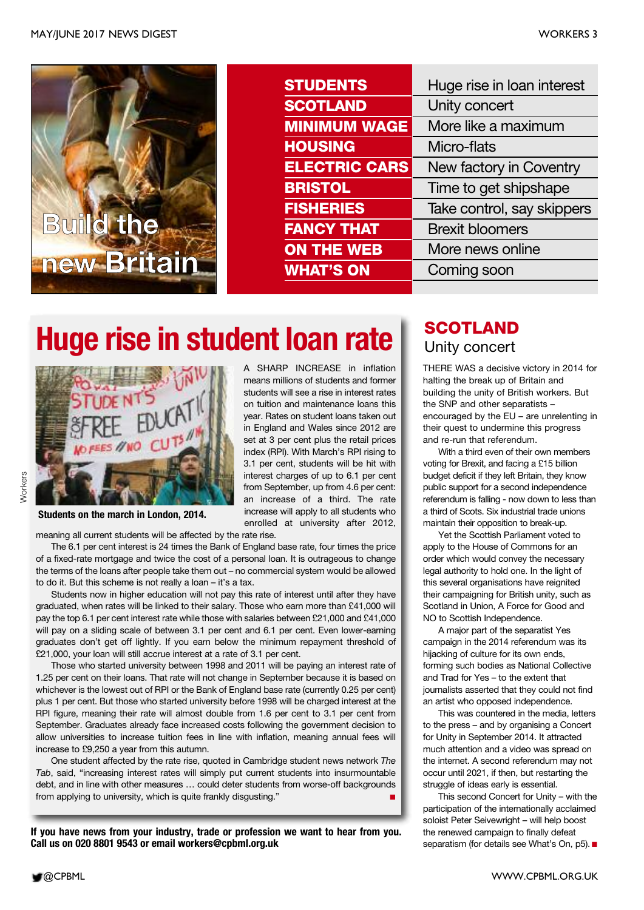Build the new Britain

| | |
|---|---|
| **STUDENTS** | Huge rise in loan interest |
| **SCOTLAND** | Unity concert |
| **MINIMUM WAGE** | More like a maximum |
| **HOUSING** | Micro-flats |
| **ELECTRIC CARS** | New factory in Coventry |
| **BRISTOL** | Time to get shipshape |
| **FISHERIES** | Take control, say skippers |
| **FANCY THAT** | Brexit bloomers |
| **ON THE WEB** | More news online |
| **WHAT'S ON** | Coming soon |

# Huge rise in student loan rate

**Students on the march in London, 2014.**

A SHARP INCREASE in inflation means millions of students and former students will see a rise in interest rates on tuition and maintenance loans this year. Rates on student loans taken out in England and Wales since 2012 are set at 3 per cent plus the retail prices index (RPI). With March's RPI rising to 3.1 per cent, students will be hit with interest charges of up to 6.1 per cent from September, up from 4.6 per cent: an increase of a third. The rate increase will apply to all students who enrolled at university after 2012, meaning all current students will be affected by the rate rise.

The 6.1 per cent interest is 24 times the Bank of England base rate, four times the price of a fixed-rate mortgage and twice the cost of a personal loan. It is outrageous to change the terms of the loans after people take them out – no commercial system would be allowed to do it. But this scheme is not really a loan – it's a tax.

Students now in higher education will not pay this rate of interest until after they have graduated, when rates will be linked to their salary. Those who earn more than £41,000 will pay the top 6.1 per cent interest rate while those with salaries between £21,000 and £41,000 will pay on a sliding scale of between 3.1 per cent and 6.1 per cent. Even lower-earning graduates don't get off lightly. If you earn below the minimum repayment threshold of £21,000, your loan will still accrue interest at a rate of 3.1 per cent.

Those who started university between 1998 and 2011 will be paying an interest rate of 1.25 per cent on their loans. That rate will not change in September because it is based on whichever is the lowest out of RPI or the Bank of England base rate (currently 0.25 per cent) plus 1 per cent. But those who started university before 1998 will be charged interest at the RPI figure, meaning their rate will almost double from 1.6 per cent to 3.1 per cent from September. Graduates already face increased costs following the government decision to allow universities to increase tuition fees in line with inflation, meaning annual fees will increase to £9,250 a year from this autumn.

One student affected by the rate rise, quoted in Cambridge student news network *The Tab*, said, "increasing interest rates will simply put current students into insurmountable debt, and in line with other measures … could deter students from worse-off backgrounds from applying to university, which is quite frankly disgusting." ■

**If you have news from your industry, trade or profession we want to hear from you. Call us on 020 8801 9543 or email workers@cpbml.org.uk**

## SCOTLAND
### Unity concert

THERE WAS a decisive victory in 2014 for halting the break up of Britain and building the unity of British workers. But the SNP and other separatists – encouraged by the EU – are unrelenting in their quest to undermine this progress and re-run that referendum.

With a third even of their own members voting for Brexit, and facing a £15 billion budget deficit if they left Britain, they know public support for a second independence referendum is falling - now down to less than a third of Scots. Six industrial trade unions maintain their opposition to break-up.

Yet the Scottish Parliament voted to apply to the House of Commons for an order which would convey the necessary legal authority to hold one. In the light of this several organisations have reignited their campaigning for British unity, such as Scotland in Union, A Force for Good and NO to Scottish Independence.

A major part of the separatist Yes campaign in the 2014 referendum was its hijacking of culture for its own ends, forming such bodies as National Collective and Trad for Yes – to the extent that journalists asserted that they could not find an artist who opposed independence.

This was countered in the media, letters to the press – and by organising a Concert for Unity in September 2014. It attracted much attention and a video was spread on the internet. A second referendum may not occur until 2021, if then, but restarting the struggle of ideas early is essential.

This second Concert for Unity – with the participation of the internationally acclaimed soloist Peter Seivewright – will help boost the renewed campaign to finally defeat separatism (for details see What's On, p5). ■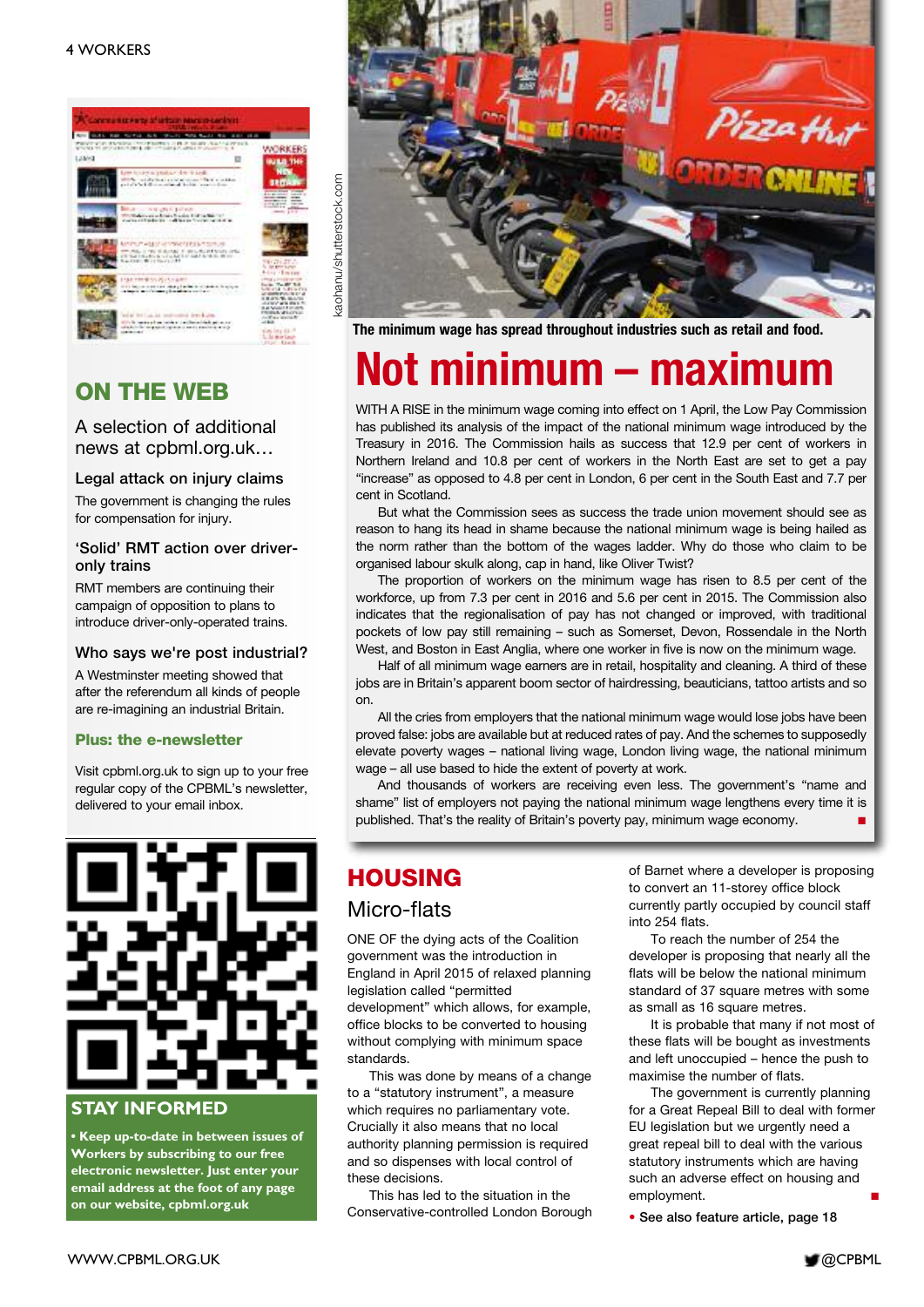## ON THE WEB

A selection of additional news at cpbml.org.uk…

### Legal attack on injury claims

The government is changing the rules for compensation for injury.

### 'Solid' RMT action over driver-only trains

RMT members are continuing their campaign of opposition to plans to introduce driver-only-operated trains.

### Who says we're post industrial?

A Westminster meeting showed that after the referendum all kinds of people are re-imagining an industrial Britain.

**Plus: the e-newsletter**

Visit cpbml.org.uk to sign up to your free regular copy of the CPBML's newsletter, delivered to your email inbox.

## STAY INFORMED

**• Keep up-to-date in between issues of Workers by subscribing to our free electronic newsletter. Just enter your email address at the foot of any page on our website, cpbml.org.uk**

kaohanu/shutterstock.com

**The minimum wage has spread throughout industries such as retail and food.**

# Not minimum – maximum

WITH A RISE in the minimum wage coming into effect on 1 April, the Low Pay Commission has published its analysis of the impact of the national minimum wage introduced by the Treasury in 2016. The Commission hails as success that 12.9 per cent of workers in Northern Ireland and 10.8 per cent of workers in the North East are set to get a pay "increase" as opposed to 4.8 per cent in London, 6 per cent in the South East and 7.7 per cent in Scotland.

But what the Commission sees as success the trade union movement should see as reason to hang its head in shame because the national minimum wage is being hailed as the norm rather than the bottom of the wages ladder. Why do those who claim to be organised labour skulk along, cap in hand, like Oliver Twist?

The proportion of workers on the minimum wage has risen to 8.5 per cent of the workforce, up from 7.3 per cent in 2016 and 5.6 per cent in 2015. The Commission also indicates that the regionalisation of pay has not changed or improved, with traditional pockets of low pay still remaining – such as Somerset, Devon, Rossendale in the North West, and Boston in East Anglia, where one worker in five is now on the minimum wage.

Half of all minimum wage earners are in retail, hospitality and cleaning. A third of these jobs are in Britain's apparent boom sector of hairdressing, beauticians, tattoo artists and so on.

All the cries from employers that the national minimum wage would lose jobs have been proved false: jobs are available but at reduced rates of pay. And the schemes to supposedly elevate poverty wages – national living wage, London living wage, the national minimum wage – all use based to hide the extent of poverty at work.

And thousands of workers are receiving even less. The government's "name and shame" list of employers not paying the national minimum wage lengthens every time it is published. That's the reality of Britain's poverty pay, minimum wage economy. ■

## HOUSING

### Micro-flats

ONE OF the dying acts of the Coalition government was the introduction in England in April 2015 of relaxed planning legislation called "permitted development" which allows, for example, office blocks to be converted to housing without complying with minimum space standards.

This was done by means of a change to a "statutory instrument", a measure which requires no parliamentary vote. Crucially it also means that no local authority planning permission is required and so dispenses with local control of these decisions.

This has led to the situation in the Conservative-controlled London Borough of Barnet where a developer is proposing to convert an 11-storey office block currently partly occupied by council staff into 254 flats.

To reach the number of 254 the developer is proposing that nearly all the flats will be below the national minimum standard of 37 square metres with some as small as 16 square metres.

It is probable that many if not most of these flats will be bought as investments and left unoccupied – hence the push to maximise the number of flats.

The government is currently planning for a Great Repeal Bill to deal with former EU legislation but we urgently need a great repeal bill to deal with the various statutory instruments which are having such an adverse effect on housing and employment. ■

**• See also feature article, page 18**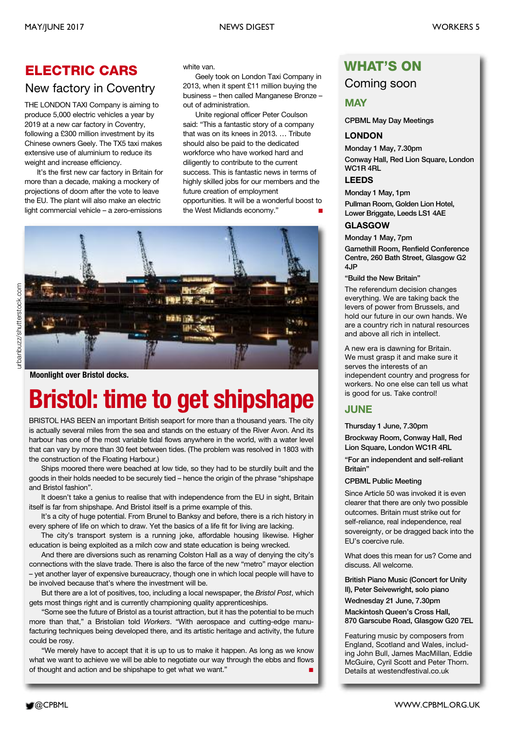## ELECTRIC CARS

### New factory in Coventry

THE LONDON TAXI Company is aiming to produce 5,000 electric vehicles a year by 2019 at a new car factory in Coventry, following a £300 million investment by its Chinese owners Geely. The TX5 taxi makes extensive use of aluminium to reduce its weight and increase efficiency.

It's the first new car factory in Britain for more than a decade, making a mockery of projections of doom after the vote to leave the EU. The plant will also make an electric light commercial vehicle – a zero-emissions white van.

Geely took on London Taxi Company in 2013, when it spent £11 million buying the business – then called Manganese Bronze – out of administration.

Unite regional officer Peter Coulson said: "This a fantastic story of a company that was on its knees in 2013. … Tribute should also be paid to the dedicated workforce who have worked hard and diligently to contribute to the current success. This is fantastic news in terms of highly skilled jobs for our members and the future creation of employment opportunities. It will be a wonderful boost to the West Midlands economy." ■

urbanbuzz/shutterstock.com

**Moonlight over Bristol docks.**

# Bristol: time to get shipshape

BRISTOL HAS BEEN an important British seaport for more than a thousand years. The city is actually several miles from the sea and stands on the estuary of the River Avon. And its harbour has one of the most variable tidal flows anywhere in the world, with a water level that can vary by more than 30 feet between tides. (The problem was resolved in 1803 with the construction of the Floating Harbour.)

Ships moored there were beached at low tide, so they had to be sturdily built and the goods in their holds needed to be securely tied – hence the origin of the phrase "shipshape and Bristol fashion".

It doesn't take a genius to realise that with independence from the EU in sight, Britain itself is far from shipshape. And Bristol itself is a prime example of this.

It's a city of huge potential. From Brunel to Banksy and before, there is a rich history in every sphere of life on which to draw. Yet the basics of a life fit for living are lacking.

The city's transport system is a running joke, affordable housing likewise. Higher education is being exploited as a milch cow and state education is being wrecked.

And there are diversions such as renaming Colston Hall as a way of denying the city's connections with the slave trade. There is also the farce of the new "metro" mayor election – yet another layer of expensive bureaucracy, though one in which local people will have to be involved because that's where the investment will be.

But there are a lot of positives, too, including a local newspaper, the *Bristol Post*, which gets most things right and is currently championing quality apprenticeships.

"Some see the future of Bristol as a tourist attraction, but it has the potential to be much more than that," a Bristolian told *Workers*. "With aerospace and cutting-edge manufacturing techniques being developed there, and its artistic heritage and activity, the future could be rosy.

"We merely have to accept that it is up to us to make it happen. As long as we know what we want to achieve we will be able to negotiate our way through the ebbs and flows of thought and action and be shipshape to get what we want." ■

## WHAT'S ON

### Coming soon

### MAY

**CPBML May Day Meetings**

**LONDON**

Monday 1 May, 7.30pm

Conway Hall, Red Lion Square, London WC1R 4RL

**LEEDS**

Monday 1 May, 1pm

Pullman Room, Golden Lion Hotel, Lower Briggate, Leeds LS1 4AE

**GLASGOW**

Monday 1 May, 7pm

Garnethill Room, Renfield Conference Centre, 260 Bath Street, Glasgow G2 4JP

**"Build the New Britain"**

The referendum decision changes everything. We are taking back the levers of power from Brussels, and hold our future in our own hands. We are a country rich in natural resources and above all rich in intellect.

A new era is dawning for Britain. We must grasp it and make sure it serves the interests of an independent country and progress for workers. No one else can tell us what is good for us. Take control!

### JUNE

Thursday 1 June, 7.30pm

Brockway Room, Conway Hall, Red Lion Square, London WC1R 4RL

**"For an independent and self-reliant Britain"**

**CPBML Public Meeting**

Since Article 50 was invoked it is even clearer that there are only two possible outcomes. Britain must strike out for self-reliance, real independence, real sovereignty, or be dragged back into the EU's coercive rule.

What does this mean for us? Come and discuss. All welcome.

**British Piano Music (Concert for Unity II), Peter Seivewright, solo piano**

Wednesday 21 June, 7.30pm

Mackintosh Queen's Cross Hall, 870 Garscube Road, Glasgow G20 7EL

Featuring music by composers from England, Scotland and Wales, including John Bull, James MacMillan, Eddie McGuire, Cyril Scott and Peter Thorn. Details at westendfestival.co.uk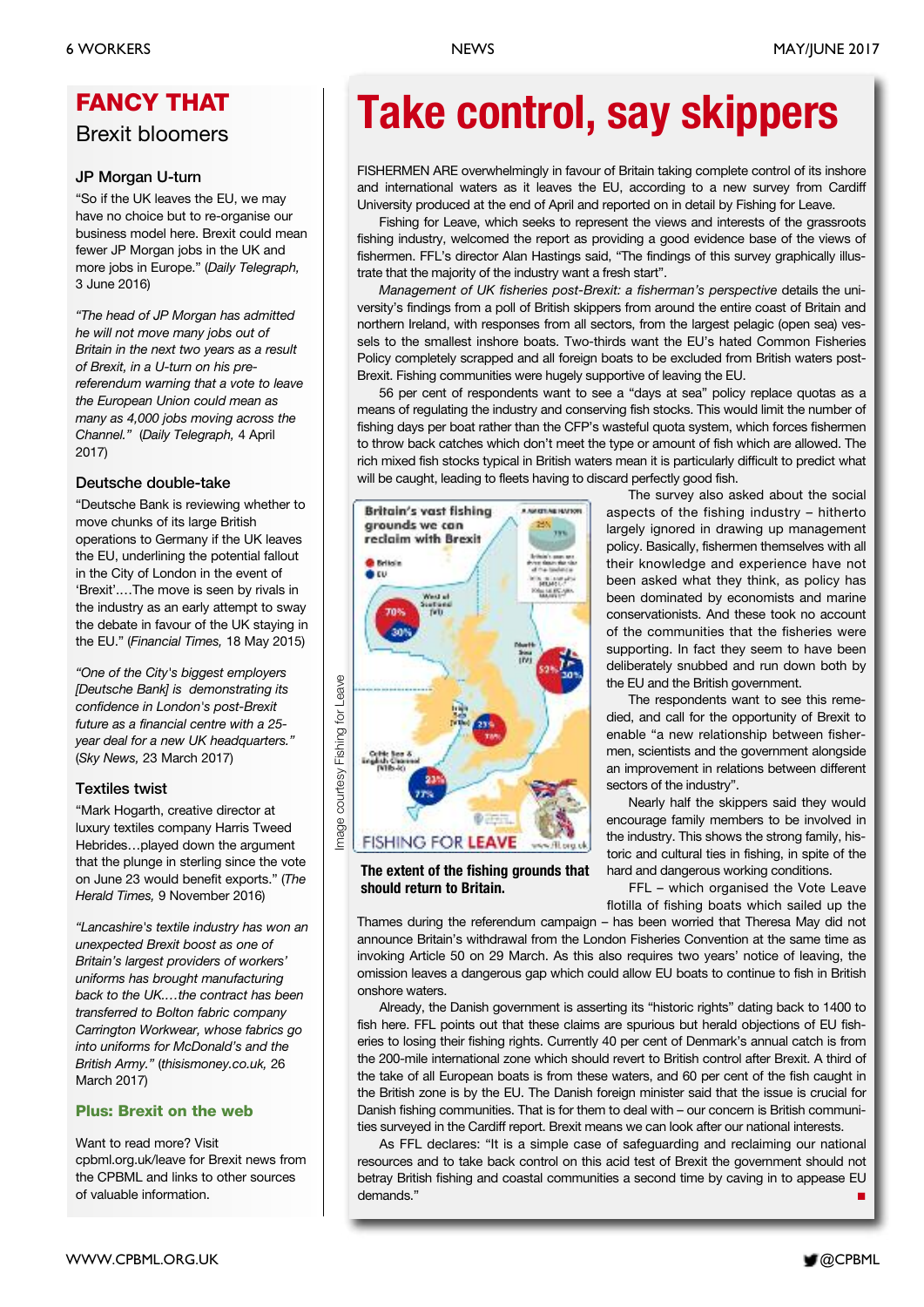## FANCY THAT

### Brexit bloomers

#### JP Morgan U-turn

"So if the UK leaves the EU, we may have no choice but to re-organise our business model here. Brexit could mean fewer JP Morgan jobs in the UK and more jobs in Europe." (*Daily Telegraph,* 3 June 2016)

*"The head of JP Morgan has admitted he will not move many jobs out of Britain in the next two years as a result of Brexit, in a U-turn on his pre-referendum warning that a vote to leave the European Union could mean as many as 4,000 jobs moving across the Channel."* (*Daily Telegraph,* 4 April 2017)

#### Deutsche double-take

"Deutsche Bank is reviewing whether to move chunks of its large British operations to Germany if the UK leaves the EU, underlining the potential fallout in the City of London in the event of 'Brexit'….The move is seen by rivals in the industry as an early attempt to sway the debate in favour of the UK staying in the EU." (*Financial Times,* 18 May 2015)

*"One of the City's biggest employers [Deutsche Bank] is demonstrating its confidence in London's post-Brexit future as a financial centre with a 25-year deal for a new UK headquarters."* (*Sky News,* 23 March 2017)

#### Textiles twist

"Mark Hogarth, creative director at luxury textiles company Harris Tweed Hebrides…played down the argument that the plunge in sterling since the vote on June 23 would benefit exports." (*The Herald Times,* 9 November 2016)

*"Lancashire's textile industry has won an unexpected Brexit boost as one of Britain's largest providers of workers' uniforms has brought manufacturing back to the UK….the contract has been transferred to Bolton fabric company Carrington Workwear, whose fabrics go into uniforms for McDonald's and the British Army."* (*thisismoney.co.uk,* 26 March 2017)

#### Plus: Brexit on the web

Want to read more? Visit cpbml.org.uk/leave for Brexit news from the CPBML and links to other sources of valuable information.

# Take control, say skippers

FISHERMEN ARE overwhelmingly in favour of Britain taking complete control of its inshore and international waters as it leaves the EU, according to a new survey from Cardiff University produced at the end of April and reported on in detail by Fishing for Leave.

Fishing for Leave, which seeks to represent the views and interests of the grassroots fishing industry, welcomed the report as providing a good evidence base of the views of fishermen. FFL's director Alan Hastings said, "The findings of this survey graphically illustrate that the majority of the industry want a fresh start".

*Management of UK fisheries post-Brexit: a fisherman's perspective* details the university's findings from a poll of British skippers from around the entire coast of Britain and northern Ireland, with responses from all sectors, from the largest pelagic (open sea) vessels to the smallest inshore boats. Two-thirds want the EU's hated Common Fisheries Policy completely scrapped and all foreign boats to be excluded from British waters post-Brexit. Fishing communities were hugely supportive of leaving the EU.

56 per cent of respondents want to see a "days at sea" policy replace quotas as a means of regulating the industry and conserving fish stocks. This would limit the number of fishing days per boat rather than the CFP's wasteful quota system, which forces fishermen to throw back catches which don't meet the type or amount of fish which are allowed. The rich mixed fish stocks typical in British waters mean it is particularly difficult to predict what will be caught, leading to fleets having to discard perfectly good fish.

Image courtesy Fishing for Leave

**The extent of the fishing grounds that should return to Britain.**

The survey also asked about the social aspects of the fishing industry – hitherto largely ignored in drawing up management policy. Basically, fishermen themselves with all their knowledge and experience have not been asked what they think, as policy has been dominated by economists and marine conservationists. And these took no account of the communities that the fisheries were supporting. In fact they seem to have been deliberately snubbed and run down both by the EU and the British government.

The respondents want to see this remedied, and call for the opportunity of Brexit to enable "a new relationship between fishermen, scientists and the government alongside an improvement in relations between different sectors of the industry".

Nearly half the skippers said they would encourage family members to be involved in the industry. This shows the strong family, historic and cultural ties in fishing, in spite of the hard and dangerous working conditions.

FFL – which organised the Vote Leave flotilla of fishing boats which sailed up the Thames during the referendum campaign – has been worried that Theresa May did not announce Britain's withdrawal from the London Fisheries Convention at the same time as invoking Article 50 on 29 March. As this also requires two years' notice of leaving, the omission leaves a dangerous gap which could allow EU boats to continue to fish in British onshore waters.

Already, the Danish government is asserting its "historic rights" dating back to 1400 to fish here. FFL points out that these claims are spurious but herald objections of EU fisheries to losing their fishing rights. Currently 40 per cent of Denmark's annual catch is from the 200-mile international zone which should revert to British control after Brexit. A third of the take of all European boats is from these waters, and 60 per cent of the fish caught in the British zone is by the EU. The Danish foreign minister said that the issue is crucial for Danish fishing communities. That is for them to deal with – our concern is British communities surveyed in the Cardiff report. Brexit means we can look after our national interests.

As FFL declares: "It is a simple case of safeguarding and reclaiming our national resources and to take back control on this acid test of Brexit the government should not betray British fishing and coastal communities a second time by caving in to appease EU demands." ■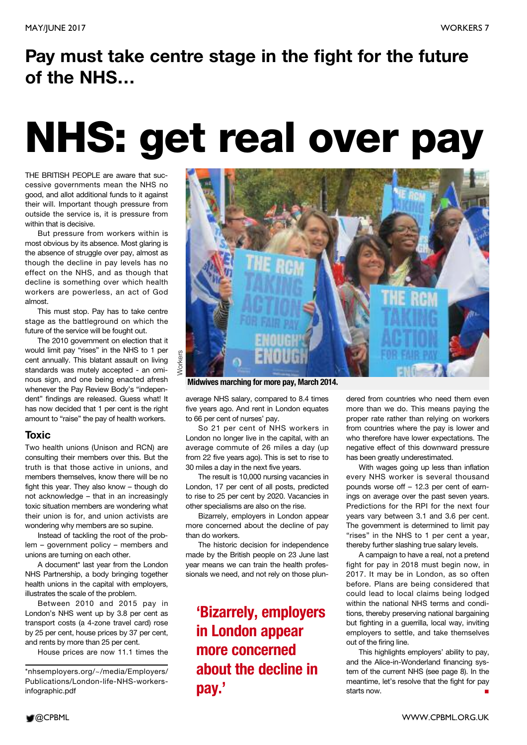## Pay must take centre stage in the fight for the future of the NHS…

# NHS: get real over pay

THE BRITISH PEOPLE are aware that successive governments mean the NHS no good, and allot additional funds to it against their will. Important though pressure from outside the service is, it is pressure from within that is decisive.

But pressure from workers within is most obvious by its absence. Most glaring is the absence of struggle over pay, almost as though the decline in pay levels has no effect on the NHS, and as though that decline is something over which health workers are powerless, an act of God almost.

This must stop. Pay has to take centre stage as the battleground on which the future of the service will be fought out.

The 2010 government on election that it would limit pay "rises" in the NHS to 1 per cent annually. This blatant assault on living standards was mutely accepted - an ominous sign, and one being enacted afresh whenever the Pay Review Body's "independent" findings are released. Guess what! It has now decided that 1 per cent is the right amount to "raise" the pay of health workers.

### Toxic

Two health unions (Unison and RCN) are consulting their members over this. But the truth is that those active in unions, and members themselves, know there will be no fight this year. They also know – though do not acknowledge – that in an increasingly toxic situation members are wondering what their union is for, and union activists are wondering why members are so supine.

Instead of tackling the root of the problem – government policy – members and unions are turning on each other.

A document* last year from the London NHS Partnership, a body bringing together health unions in the capital with employers, illustrates the scale of the problem.

Between 2010 and 2015 pay in London's NHS went up by 3.8 per cent as transport costs (a 4-zone travel card) rose by 25 per cent, house prices by 37 per cent, and rents by more than 25 per cent.

House prices are now 11.1 times the average NHS salary, compared to 8.4 times five years ago. And rent in London equates to 66 per cent of nurses' pay.

So 21 per cent of NHS workers in London no longer live in the capital, with an average commute of 26 miles a day (up from 22 five years ago). This is set to rise to 30 miles a day in the next five years.

The result is 10,000 nursing vacancies in London, 17 per cent of all posts, predicted to rise to 25 per cent by 2020. Vacancies in other specialisms are also on the rise.

Bizarrely, employers in London appear more concerned about the decline of pay than do workers.

The historic decision for independence made by the British people on 23 June last year means we can train the health professionals we need, and not rely on those plundered from countries who need them even more than we do. This means paying the proper rate rather than relying on workers from countries where the pay is lower and who therefore have lower expectations. The negative effect of this downward pressure has been greatly underestimated.

With wages going up less than inflation every NHS worker is several thousand pounds worse off – 12.3 per cent of earnings on average over the past seven years. Predictions for the RPI for the next four years vary between 3.1 and 3.6 per cent. The government is determined to limit pay "rises" in the NHS to 1 per cent a year, thereby further slashing true salary levels.

A campaign to have a real, not a pretend fight for pay in 2018 must begin now, in 2017. It may be in London, as so often before. Plans are being considered that could lead to local claims being lodged within the national NHS terms and conditions, thereby preserving national bargaining but fighting in a guerrilla, local way, inviting employers to settle, and take themselves out of the firing line.

This highlights employers' ability to pay, and the Alice-in-Wonderland financing system of the current NHS (see page 8). In the meantime, let's resolve that the fight for pay starts now. ■

**'Bizarrely, employers in London appear more concerned about the decline in pay.'**

Workers

**Midwives marching for more pay, March 2014.**

*nhsemployers.org/~/media/Employers/Publications/London-life-NHS-workers-infographic.pdf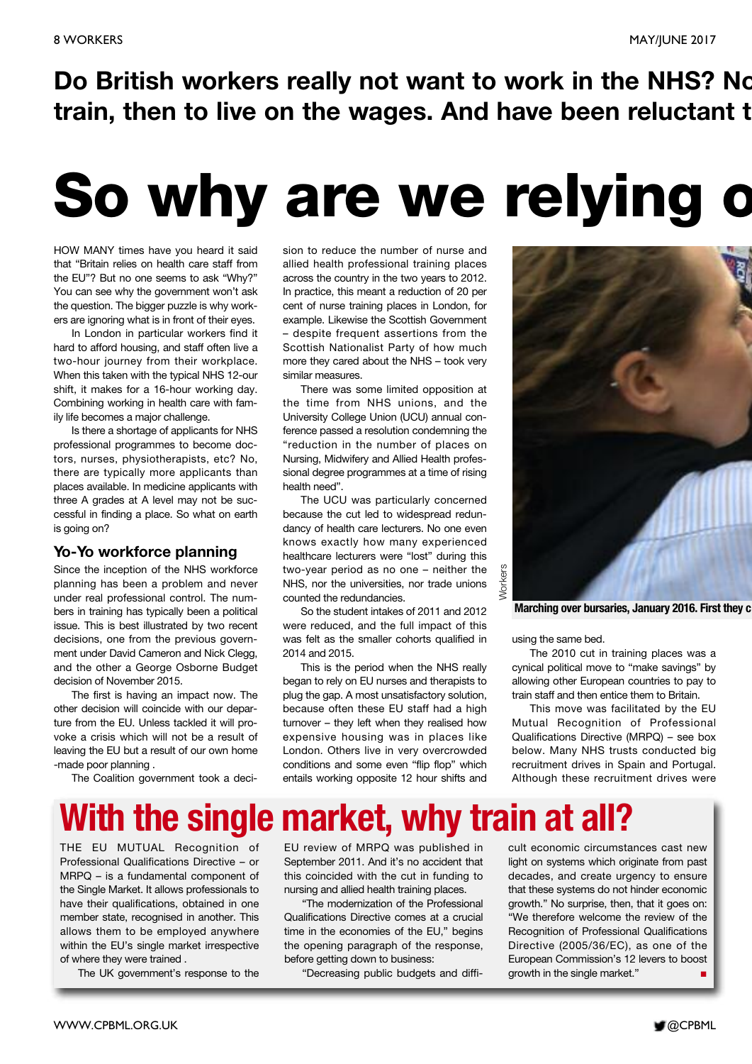**Do British workers really not want to work in the NHS? No train, then to live on the wages. And have been reluctant t**

# So why are we relying o

HOW MANY times have you heard it said that "Britain relies on health care staff from the EU"? But no one seems to ask "Why?" You can see why the government won't ask the question. The bigger puzzle is why workers are ignoring what is in front of their eyes.

In London in particular workers find it hard to afford housing, and staff often live a two-hour journey from their workplace. When this taken with the typical NHS 12-our shift, it makes for a 16-hour working day. Combining working in health care with family life becomes a major challenge.

Is there a shortage of applicants for NHS professional programmes to become doctors, nurses, physiotherapists, etc? No, there are typically more applicants than places available. In medicine applicants with three A grades at A level may not be successful in finding a place. So what on earth is going on?

## Yo-Yo workforce planning

Since the inception of the NHS workforce planning has been a problem and never under real professional control. The numbers in training has typically been a political issue. This is best illustrated by two recent decisions, one from the previous government under David Cameron and Nick Clegg, and the other a George Osborne Budget decision of November 2015.

The first is having an impact now. The other decision will coincide with our departure from the EU. Unless tackled it will provoke a crisis which will not be a result of leaving the EU but a result of our own home-made poor planning .

The Coalition government took a decision to reduce the number of nurse and allied health professional training places across the country in the two years to 2012. In practice, this meant a reduction of 20 per cent of nurse training places in London, for example. Likewise the Scottish Government – despite frequent assertions from the Scottish Nationalist Party of how much more they cared about the NHS – took very similar measures.

There was some limited opposition at the time from NHS unions, and the University College Union (UCU) annual conference passed a resolution condemning the "reduction in the number of places on Nursing, Midwifery and Allied Health professional degree programmes at a time of rising health need".

The UCU was particularly concerned because the cut led to widespread redundancy of health care lecturers. No one even knows exactly how many experienced healthcare lecturers were "lost" during this two-year period as no one – neither the NHS, nor the universities, nor trade unions counted the redundancies.

So the student intakes of 2011 and 2012 were reduced, and the full impact of this was felt as the smaller cohorts qualified in 2014 and 2015.

This is the period when the NHS really began to rely on EU nurses and therapists to plug the gap. A most unsatisfactory solution, because often these EU staff had a high turnover – they left when they realised how expensive housing was in places like London. Others live in very overcrowded conditions and some even "flip flop" which entails working opposite 12 hour shifts and using the same bed.

**Marching over bursaries, January 2016. First they c**

The 2010 cut in training places was a cynical political move to "make savings" by allowing other European countries to pay to train staff and then entice them to Britain.

This move was facilitated by the EU Mutual Recognition of Professional Qualifications Directive (MRPQ) – see box below. Many NHS trusts conducted big recruitment drives in Spain and Portugal. Although these recruitment drives were

## With the single market, why train at all?

THE EU MUTUAL Recognition of Professional Qualifications Directive – or MRPQ – is a fundamental component of the Single Market. It allows professionals to have their qualifications, obtained in one member state, recognised in another. This allows them to be employed anywhere within the EU's single market irrespective of where they were trained .

The UK government's response to the EU review of MRPQ was published in September 2011. And it's no accident that this coincided with the cut in funding to nursing and allied health training places.

"The modernization of the Professional Qualifications Directive comes at a crucial time in the economies of the EU," begins the opening paragraph of the response, before getting down to business:

"Decreasing public budgets and difficult economic circumstances cast new light on systems which originate from past decades, and create urgency to ensure that these systems do not hinder economic growth." No surprise, then, that it goes on: "We therefore welcome the review of the Recognition of Professional Qualifications Directive (2005/36/EC), as one of the European Commission's 12 levers to boost growth in the single market." ■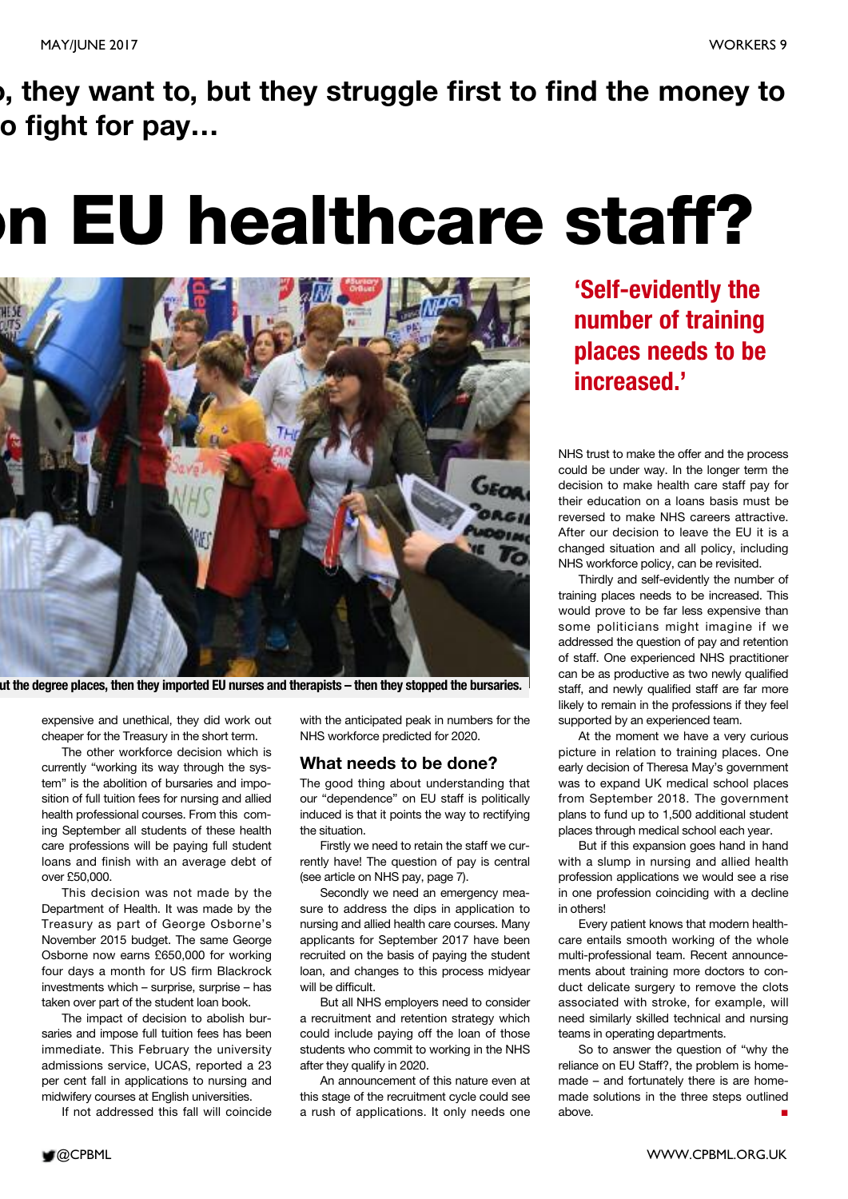**…, they want to, but they struggle first to find the money to … fight for pay…**

# …n EU healthcare staff?

…ut the degree places, then they imported EU nurses and therapists – then they stopped the bursaries.

expensive and unethical, they did work out cheaper for the Treasury in the short term.

The other workforce decision which is currently "working its way through the system" is the abolition of bursaries and imposition of full tuition fees for nursing and allied health professional courses. From this coming September all students of these health care professions will be paying full student loans and finish with an average debt of over £50,000.

This decision was not made by the Department of Health. It was made by the Treasury as part of George Osborne's November 2015 budget. The same George Osborne now earns £650,000 for working four days a month for US firm Blackrock investments which – surprise, surprise – has taken over part of the student loan book.

The impact of decision to abolish bursaries and impose full tuition fees has been immediate. This February the university admissions service, UCAS, reported a 23 per cent fall in applications to nursing and midwifery courses at English universities.

If not addressed this fall will coincide with the anticipated peak in numbers for the NHS workforce predicted for 2020.

## What needs to be done?

The good thing about understanding that our "dependence" on EU staff is politically induced is that it points the way to rectifying the situation.

Firstly we need to retain the staff we currently have! The question of pay is central (see article on NHS pay, page 7).

Secondly we need an emergency measure to address the dips in application to nursing and allied health care courses. Many applicants for September 2017 have been recruited on the basis of paying the student loan, and changes to this process midyear will be difficult.

But all NHS employers need to consider a recruitment and retention strategy which could include paying off the loan of those students who commit to working in the NHS after they qualify in 2020.

An announcement of this nature even at this stage of the recruitment cycle could see a rush of applications. It only needs one NHS trust to make the offer and the process could be under way. In the longer term the decision to make health care staff pay for their education on a loans basis must be reversed to make NHS careers attractive. After our decision to leave the EU it is a changed situation and all policy, including NHS workforce policy, can be revisited.

**'Self-evidently the number of training places needs to be increased.'**

Thirdly and self-evidently the number of training places needs to be increased. This would prove to be far less expensive than some politicians might imagine if we addressed the question of pay and retention of staff. One experienced NHS practitioner can be as productive as two newly qualified staff, and newly qualified staff are far more likely to remain in the professions if they feel supported by an experienced team.

At the moment we have a very curious picture in relation to training places. One early decision of Theresa May's government was to expand UK medical school places from September 2018. The government plans to fund up to 1,500 additional student places through medical school each year.

But if this expansion goes hand in hand with a slump in nursing and allied health profession applications we would see a rise in one profession coinciding with a decline in others!

Every patient knows that modern healthcare entails smooth working of the whole multi-professional team. Recent announcements about training more doctors to conduct delicate surgery to remove the clots associated with stroke, for example, will need similarly skilled technical and nursing teams in operating departments.

So to answer the question of "why the reliance on EU Staff?, the problem is homemade – and fortunately there is are homemade solutions in the three steps outlined above. ■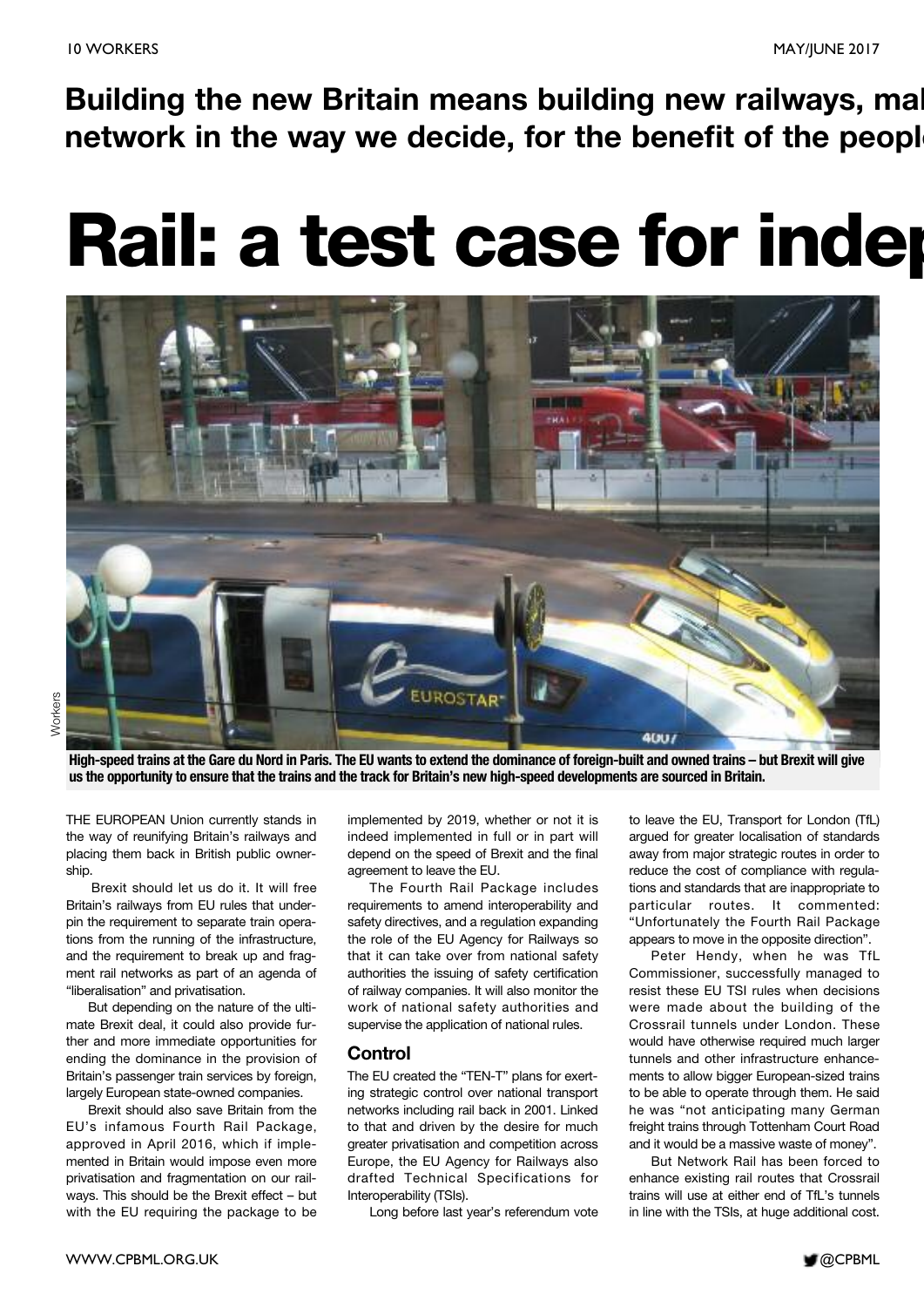**Building the new Britain means building new railways, mal network in the way we decide, for the benefit of the peopl**

# Rail: a test case for indep

High-speed trains at the Gare du Nord in Paris. The EU wants to extend the dominance of foreign-built and owned trains – but Brexit will give us the opportunity to ensure that the trains and the track for Britain's new high-speed developments are sourced in Britain.

THE EUROPEAN Union currently stands in the way of reunifying Britain's railways and placing them back in British public ownership.

Brexit should let us do it. It will free Britain's railways from EU rules that underpin the requirement to separate train operations from the running of the infrastructure, and the requirement to break up and fragment rail networks as part of an agenda of "liberalisation" and privatisation.

But depending on the nature of the ultimate Brexit deal, it could also provide further and more immediate opportunities for ending the dominance in the provision of Britain's passenger train services by foreign, largely European state-owned companies.

Brexit should also save Britain from the EU's infamous Fourth Rail Package, approved in April 2016, which if implemented in Britain would impose even more privatisation and fragmentation on our railways. This should be the Brexit effect – but with the EU requiring the package to be implemented by 2019, whether or not it is indeed implemented in full or in part will depend on the speed of Brexit and the final agreement to leave the EU.

The Fourth Rail Package includes requirements to amend interoperability and safety directives, and a regulation expanding the role of the EU Agency for Railways so that it can take over from national safety authorities the issuing of safety certification of railway companies. It will also monitor the work of national safety authorities and supervise the application of national rules.

## Control

The EU created the "TEN-T" plans for exerting strategic control over national transport networks including rail back in 2001. Linked to that and driven by the desire for much greater privatisation and competition across Europe, the EU Agency for Railways also drafted Technical Specifications for Interoperability (TSIs).

Long before last year's referendum vote to leave the EU, Transport for London (TfL) argued for greater localisation of standards away from major strategic routes in order to reduce the cost of compliance with regulations and standards that are inappropriate to particular routes. It commented: "Unfortunately the Fourth Rail Package appears to move in the opposite direction".

Peter Hendy, when he was TfL Commissioner, successfully managed to resist these EU TSI rules when decisions were made about the building of the Crossrail tunnels under London. These would have otherwise required much larger tunnels and other infrastructure enhancements to allow bigger European-sized trains to be able to operate through them. He said he was "not anticipating many German freight trains through Tottenham Court Road and it would be a massive waste of money".

But Network Rail has been forced to enhance existing rail routes that Crossrail trains will use at either end of TfL's tunnels in line with the TSIs, at huge additional cost.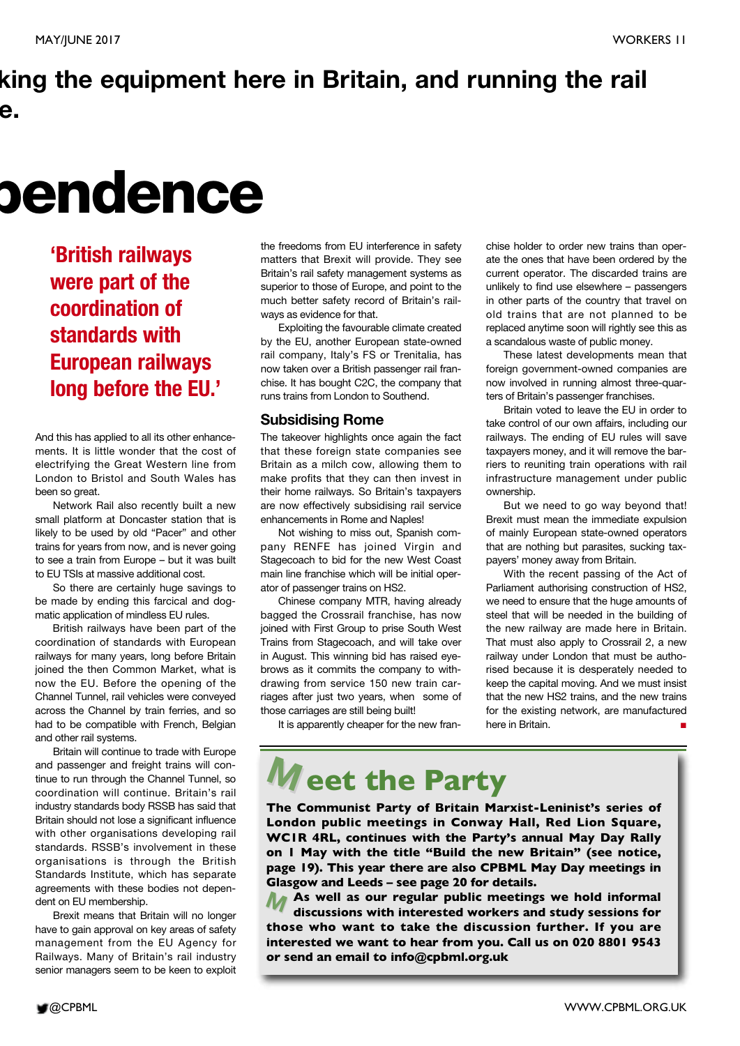king the equipment here in Britain, and running the rail e.

# pendence

## 'British railways were part of the coordination of standards with European railways long before the EU.'

And this has applied to all its other enhancements. It is little wonder that the cost of electrifying the Great Western line from London to Bristol and South Wales has been so great.

Network Rail also recently built a new small platform at Doncaster station that is likely to be used by old "Pacer" and other trains for years from now, and is never going to see a train from Europe – but it was built to EU TSIs at massive additional cost.

So there are certainly huge savings to be made by ending this farcical and dogmatic application of mindless EU rules.

British railways have been part of the coordination of standards with European railways for many years, long before Britain joined the then Common Market, what is now the EU. Before the opening of the Channel Tunnel, rail vehicles were conveyed across the Channel by train ferries, and so had to be compatible with French, Belgian and other rail systems.

Britain will continue to trade with Europe and passenger and freight trains will continue to run through the Channel Tunnel, so coordination will continue. Britain's rail industry standards body RSSB has said that Britain should not lose a significant influence with other organisations developing rail standards. RSSB's involvement in these organisations is through the British Standards Institute, which has separate agreements with these bodies not dependent on EU membership.

Brexit means that Britain will no longer have to gain approval on key areas of safety management from the EU Agency for Railways. Many of Britain's rail industry senior managers seem to be keen to exploit the freedoms from EU interference in safety matters that Brexit will provide. They see Britain's rail safety management systems as superior to those of Europe, and point to the much better safety record of Britain's railways as evidence for that.

Exploiting the favourable climate created by the EU, another European state-owned rail company, Italy's FS or Trenitalia, has now taken over a British passenger rail franchise. It has bought C2C, the company that runs trains from London to Southend.

### Subsidising Rome

The takeover highlights once again the fact that these foreign state companies see Britain as a milch cow, allowing them to make profits that they can then invest in their home railways. So Britain's taxpayers are now effectively subsidising rail service enhancements in Rome and Naples!

Not wishing to miss out, Spanish company RENFE has joined Virgin and Stagecoach to bid for the new West Coast main line franchise which will be initial operator of passenger trains on HS2.

Chinese company MTR, having already bagged the Crossrail franchise, has now joined with First Group to prise South West Trains from Stagecoach, and will take over in August. This winning bid has raised eyebrows as it commits the company to withdrawing from service 150 new train carriages after just two years, when some of those carriages are still being built!

It is apparently cheaper for the new franchise holder to order new trains than operate the ones that have been ordered by the current operator. The discarded trains are unlikely to find use elsewhere – passengers in other parts of the country that travel on old trains that are not planned to be replaced anytime soon will rightly see this as a scandalous waste of public money.

These latest developments mean that foreign government-owned companies are now involved in running almost three-quarters of Britain's passenger franchises.

Britain voted to leave the EU in order to take control of our own affairs, including our railways. The ending of EU rules will save taxpayers money, and it will remove the barriers to reuniting train operations with rail infrastructure management under public ownership.

But we need to go way beyond that! Brexit must mean the immediate expulsion of mainly European state-owned operators that are nothing but parasites, sucking taxpayers' money away from Britain.

With the recent passing of the Act of Parliament authorising construction of HS2, we need to ensure that the huge amounts of steel that will be needed in the building of the new railway are made here in Britain. That must also apply to Crossrail 2, a new railway under London that must be authorised because it is desperately needed to keep the capital moving. And we must insist that the new HS2 trains, and the new trains for the existing network, are manufactured here in Britain. ■

## Meet the Party

**The Communist Party of Britain Marxist-Leninist's series of London public meetings in Conway Hall, Red Lion Square, WC1R 4RL, continues with the Party's annual May Day Rally on 1 May with the title "Build the new Britain" (see notice, page 19). This year there are also CPBML May Day meetings in Glasgow and Leeds – see page 20 for details.**

**As well as our regular public meetings we hold informal discussions with interested workers and study sessions for those who want to take the discussion further. If you are interested we want to hear from you. Call us on 020 8801 9543 or send an email to info@cpbml.org.uk**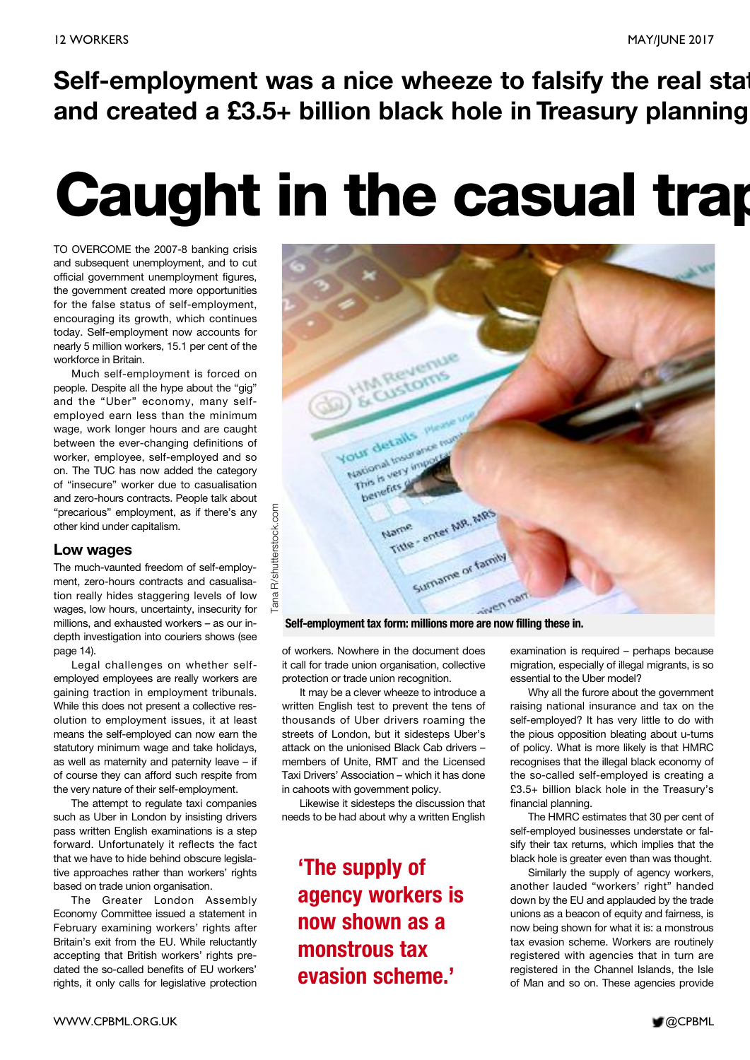**Self-employment was a nice wheeze to falsify the real stat and created a £3.5+ billion black hole in Treasury planning**

# Caught in the casual trap

TO OVERCOME the 2007-8 banking crisis and subsequent unemployment, and to cut official government unemployment figures, the government created more opportunities for the false status of self-employment, encouraging its growth, which continues today. Self-employment now accounts for nearly 5 million workers, 15.1 per cent of the workforce in Britain.

Much self-employment is forced on people. Despite all the hype about the "gig" and the "Uber" economy, many self-employed earn less than the minimum wage, work longer hours and are caught between the ever-changing definitions of worker, employee, self-employed and so on. The TUC has now added the category of "insecure" worker due to casualisation and zero-hours contracts. People talk about "precarious" employment, as if there's any other kind under capitalism.

## Low wages

The much-vaunted freedom of self-employment, zero-hours contracts and casualisation really hides staggering levels of low wages, low hours, uncertainty, insecurity for millions, and exhausted workers – as our in-depth investigation into couriers shows (see page 14).

Legal challenges on whether self-employed employees are really workers are gaining traction in employment tribunals. While this does not present a collective resolution to employment issues, it at least means the self-employed can now earn the statutory minimum wage and take holidays, as well as maternity and paternity leave – if of course they can afford such respite from the very nature of their self-employment.

The attempt to regulate taxi companies such as Uber in London by insisting drivers pass written English examinations is a step forward. Unfortunately it reflects the fact that we have to hide behind obscure legislative approaches rather than workers' rights based on trade union organisation.

The Greater London Assembly Economy Committee issued a statement in February examining workers' rights after Britain's exit from the EU. While reluctantly accepting that British workers' rights predated the so-called benefits of EU workers' rights, it only calls for legislative protection of workers. Nowhere in the document does it call for trade union organisation, collective protection or trade union recognition.

Self-employment tax form: millions more are now filling these in.

It may be a clever wheeze to introduce a written English test to prevent the tens of thousands of Uber drivers roaming the streets of London, but it sidesteps Uber's attack on the unionised Black Cab drivers – members of Unite, RMT and the Licensed Taxi Drivers' Association – which it has done in cahoots with government policy.

Likewise it sidesteps the discussion that needs to be had about why a written English examination is required – perhaps because migration, especially of illegal migrants, is so essential to the Uber model?

> 'The supply of agency workers is now shown as a monstrous tax evasion scheme.'

Why all the furore about the government raising national insurance and tax on the self-employed? It has very little to do with the pious opposition bleating about u-turns of policy. What is more likely is that HMRC recognises that the illegal black economy of the so-called self-employed is creating a £3.5+ billion black hole in the Treasury's financial planning.

The HMRC estimates that 30 per cent of self-employed businesses understate or falsify their tax returns, which implies that the black hole is greater even than was thought.

Similarly the supply of agency workers, another lauded "workers' right" handed down by the EU and applauded by the trade unions as a beacon of equity and fairness, is now being shown for what it is: a monstrous tax evasion scheme. Workers are routinely registered with agencies that in turn are registered in the Channel Islands, the Isle of Man and so on. These agencies provide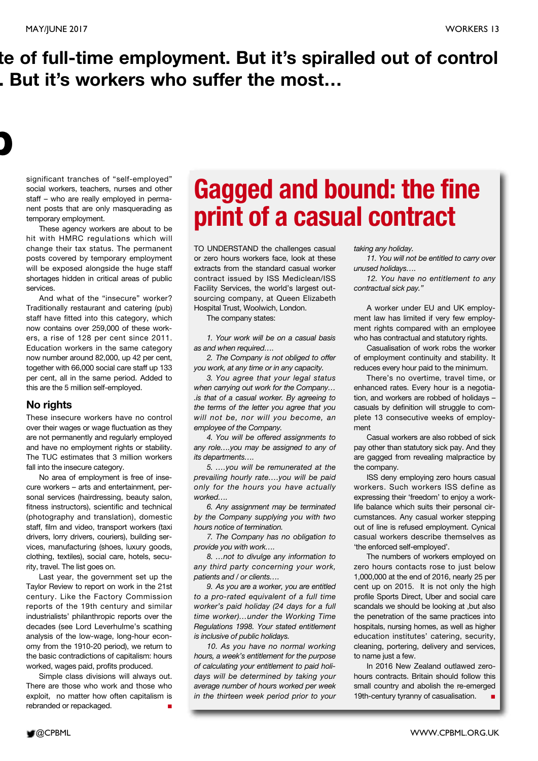# te of full-time employment. But it's spiralled out of control . But it's workers who suffer the most…

significant tranches of "self-employed" social workers, teachers, nurses and other staff – who are really employed in permanent posts that are only masquerading as temporary employment.

These agency workers are about to be hit with HMRC regulations which will change their tax status. The permanent posts covered by temporary employment will be exposed alongside the huge staff shortages hidden in critical areas of public services.

And what of the "insecure" worker? Traditionally restaurant and catering (pub) staff have fitted into this category, which now contains over 259,000 of these workers, a rise of 128 per cent since 2011. Education workers in the same category now number around 82,000, up 42 per cent, together with 66,000 social care staff up 133 per cent, all in the same period. Added to this are the 5 million self-employed.

## No rights

These insecure workers have no control over their wages or wage fluctuation as they are not permanently and regularly employed and have no employment rights or stability. The TUC estimates that 3 million workers fall into the insecure category.

No area of employment is free of insecure workers – arts and entertainment, personal services (hairdressing, beauty salon, fitness instructors), scientific and technical (photography and translation), domestic staff, film and video, transport workers (taxi drivers, lorry drivers, couriers), building services, manufacturing (shoes, luxury goods, clothing, textiles), social care, hotels, security, travel. The list goes on.

Last year, the government set up the Taylor Review to report on work in the 21st century. Like the Factory Commission reports of the 19th century and similar industrialists' philanthropic reports over the decades (see Lord Leverhulme's scathing analysis of the low-wage, long-hour economy from the 1910-20 period), we return to the basic contradictions of capitalism: hours worked, wages paid, profits produced.

Simple class divisions will always out. There are those who work and those who exploit, no matter how often capitalism is rebranded or repackaged. ■

## Gagged and bound: the fine print of a casual contract

TO UNDERSTAND the challenges casual or zero hours workers face, look at these extracts from the standard casual worker contract issued by ISS Mediclean/ISS Facility Services, the world's largest outsourcing company, at Queen Elizabeth Hospital Trust, Woolwich, London.

The company states:

*1. Your work will be on a casual basis as and when required….*

*2. The Company is not obliged to offer you work, at any time or in any capacity.*

*3. You agree that your legal status when carrying out work for the Company… .is that of a casual worker. By agreeing to the terms of the letter you agree that you will not be, nor will you become, an employee of the Company.*

*4. You will be offered assignments to any role….you may be assigned to any of its departments….*

*5. ….you will be remunerated at the prevailing hourly rate….you will be paid only for the hours you have actually worked….*

*6. Any assignment may be terminated by the Company supplying you with two hours notice of termination.*

*7. The Company has no obligation to provide you with work….*

*8. …not to divulge any information to any third party concerning your work, patients and / or clients….*

*9. As you are a worker, you are entitled to a pro-rated equivalent of a full time worker's paid holiday (24 days for a full time worker)…under the Working Time Regulations 1998. Your stated entitlement is inclusive of public holidays.*

*10. As you have no normal working hours, a week's entitlement for the purpose of calculating your entitlement to paid holidays will be determined by taking your average number of hours worked per week in the thirteen week period prior to your taking any holiday.*

*11. You will not be entitled to carry over unused holidays….*

*12. You have no entitlement to any contractual sick pay."*

A worker under EU and UK employment law has limited if very few employment rights compared with an employee who has contractual and statutory rights.

Casualisation of work robs the worker of employment continuity and stability. It reduces every hour paid to the minimum.

There's no overtime, travel time, or enhanced rates. Every hour is a negotiation, and workers are robbed of holidays – casuals by definition will struggle to complete 13 consecutive weeks of employment

Casual workers are also robbed of sick pay other than statutory sick pay. And they are gagged from revealing malpractice by the company.

ISS deny employing zero hours casual workers. Such workers ISS define as expressing their 'freedom' to enjoy a work-life balance which suits their personal circumstances. Any casual worker stepping out of line is refused employment. Cynical casual workers describe themselves as 'the enforced self-employed'.

The numbers of workers employed on zero hours contacts rose to just below 1,000,000 at the end of 2016, nearly 25 per cent up on 2015. It is not only the high profile Sports Direct, Uber and social care scandals we should be looking at ,but also the penetration of the same practices into hospitals, nursing homes, as well as higher education institutes' catering, security, cleaning, portering, delivery and services, to name just a few.

In 2016 New Zealand outlawed zero-hours contracts. Britain should follow this small country and abolish the re-emerged 19th-century tyranny of casualisation. ■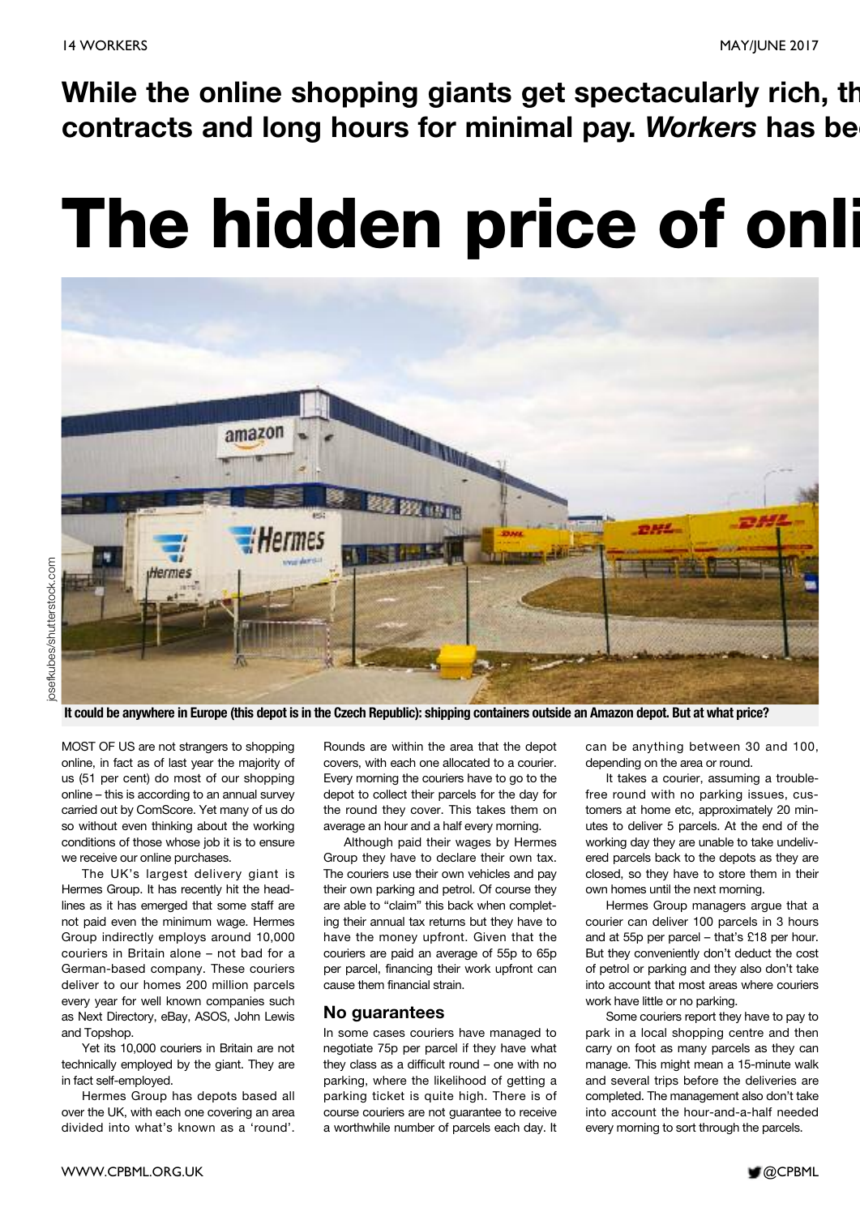**While the online shopping giants get spectacularly rich, th contracts and long hours for minimal pay. *Workers* has be**

# The hidden price of onli

It could be anywhere in Europe (this depot is in the Czech Republic): shipping containers outside an Amazon depot. But at what price?

MOST OF US are not strangers to shopping online, in fact as of last year the majority of us (51 per cent) do most of our shopping online – this is according to an annual survey carried out by ComScore. Yet many of us do so without even thinking about the working conditions of those whose job it is to ensure we receive our online purchases.

The UK's largest delivery giant is Hermes Group. It has recently hit the headlines as it has emerged that some staff are not paid even the minimum wage. Hermes Group indirectly employs around 10,000 couriers in Britain alone – not bad for a German-based company. These couriers deliver to our homes 200 million parcels every year for well known companies such as Next Directory, eBay, ASOS, John Lewis and Topshop.

Yet its 10,000 couriers in Britain are not technically employed by the giant. They are in fact self-employed.

Hermes Group has depots based all over the UK, with each one covering an area divided into what's known as a 'round'. Rounds are within the area that the depot covers, with each one allocated to a courier. Every morning the couriers have to go to the depot to collect their parcels for the day for the round they cover. This takes them on average an hour and a half every morning.

Although paid their wages by Hermes Group they have to declare their own tax. The couriers use their own vehicles and pay their own parking and petrol. Of course they are able to "claim" this back when completing their annual tax returns but they have to have the money upfront. Given that the couriers are paid an average of 55p to 65p per parcel, financing their work upfront can cause them financial strain.

## No guarantees

In some cases couriers have managed to negotiate 75p per parcel if they have what they class as a difficult round – one with no parking, where the likelihood of getting a parking ticket is quite high. There is of course couriers are not guarantee to receive a worthwhile number of parcels each day. It can be anything between 30 and 100, depending on the area or round.

It takes a courier, assuming a trouble-free round with no parking issues, customers at home etc, approximately 20 minutes to deliver 5 parcels. At the end of the working day they are unable to take undelivered parcels back to the depots as they are closed, so they have to store them in their own homes until the next morning.

Hermes Group managers argue that a courier can deliver 100 parcels in 3 hours and at 55p per parcel – that's £18 per hour. But they conveniently don't deduct the cost of petrol or parking and they also don't take into account that most areas where couriers work have little or no parking.

Some couriers report they have to pay to park in a local shopping centre and then carry on foot as many parcels as they can manage. This might mean a 15-minute walk and several trips before the deliveries are completed. The management also don't take into account the hour-and-a-half needed every morning to sort through the parcels.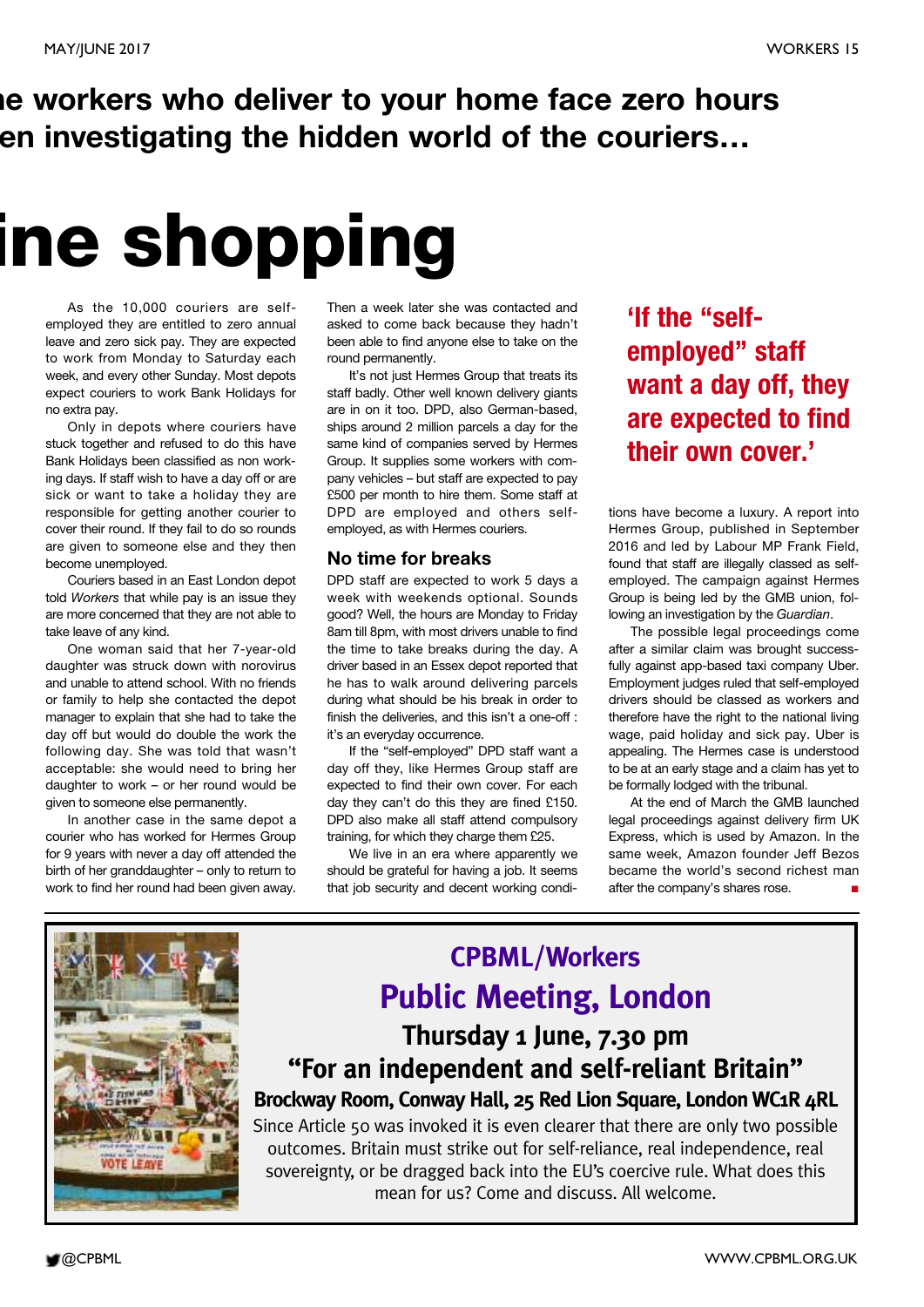**e workers who deliver to your home face zero hours**
**en investigating the hidden world of the couriers…**

# ine shopping

As the 10,000 couriers are self-employed they are entitled to zero annual leave and zero sick pay. They are expected to work from Monday to Saturday each week, and every other Sunday. Most depots expect couriers to work Bank Holidays for no extra pay.

Only in depots where couriers have stuck together and refused to do this have Bank Holidays been classified as non working days. If staff wish to have a day off or are sick or want to take a holiday they are responsible for getting another courier to cover their round. If they fail to do so rounds are given to someone else and they then become unemployed.

Couriers based in an East London depot told *Workers* that while pay is an issue they are more concerned that they are not able to take leave of any kind.

One woman said that her 7-year-old daughter was struck down with norovirus and unable to attend school. With no friends or family to help she contacted the depot manager to explain that she had to take the day off but would do double the work the following day. She was told that wasn't acceptable: she would need to bring her daughter to work – or her round would be given to someone else permanently.

In another case in the same depot a courier who has worked for Hermes Group for 9 years with never a day off attended the birth of her granddaughter – only to return to work to find her round had been given away.

Then a week later she was contacted and asked to come back because they hadn't been able to find anyone else to take on the round permanently.

It's not just Hermes Group that treats its staff badly. Other well known delivery giants are in on it too. DPD, also German-based, ships around 2 million parcels a day for the same kind of companies served by Hermes Group. It supplies some workers with company vehicles – but staff are expected to pay £500 per month to hire them. Some staff at DPD are employed and others self-employed, as with Hermes couriers.

## No time for breaks

DPD staff are expected to work 5 days a week with weekends optional. Sounds good? Well, the hours are Monday to Friday 8am till 8pm, with most drivers unable to find the time to take breaks during the day. A driver based in an Essex depot reported that he has to walk around delivering parcels during what should be his break in order to finish the deliveries, and this isn't a one-off : it's an everyday occurrence.

If the "self-employed" DPD staff want a day off they, like Hermes Group staff are expected to find their own cover. For each day they can't do this they are fined £150. DPD also make all staff attend compulsory training, for which they charge them £25.

We live in an era where apparently we should be grateful for having a job. It seems that job security and decent working conditions have become a luxury. A report into Hermes Group, published in September 2016 and led by Labour MP Frank Field, found that staff are illegally classed as self-employed. The campaign against Hermes Group is being led by the GMB union, following an investigation by the *Guardian*.

> **'If the "self-employed" staff want a day off, they are expected to find their own cover.'**

The possible legal proceedings come after a similar claim was brought successfully against app-based taxi company Uber. Employment judges ruled that self-employed drivers should be classed as workers and therefore have the right to the national living wage, paid holiday and sick pay. Uber is appealing. The Hermes case is understood to be at an early stage and a claim has yet to be formally lodged with the tribunal.

At the end of March the GMB launched legal proceedings against delivery firm UK Express, which is used by Amazon. In the same week, Amazon founder Jeff Bezos became the world's second richest man after the company's shares rose. ■

---

## CPBML/Workers
## Public Meeting, London
### Thursday 1 June, 7.30 pm
### "For an independent and self-reliant Britain"
**Brockway Room, Conway Hall, 25 Red Lion Square, London WC1R 4RL**

Since Article 50 was invoked it is even clearer that there are only two possible outcomes. Britain must strike out for self-reliance, real independence, real sovereignty, or be dragged back into the EU's coercive rule. What does this mean for us? Come and discuss. All welcome.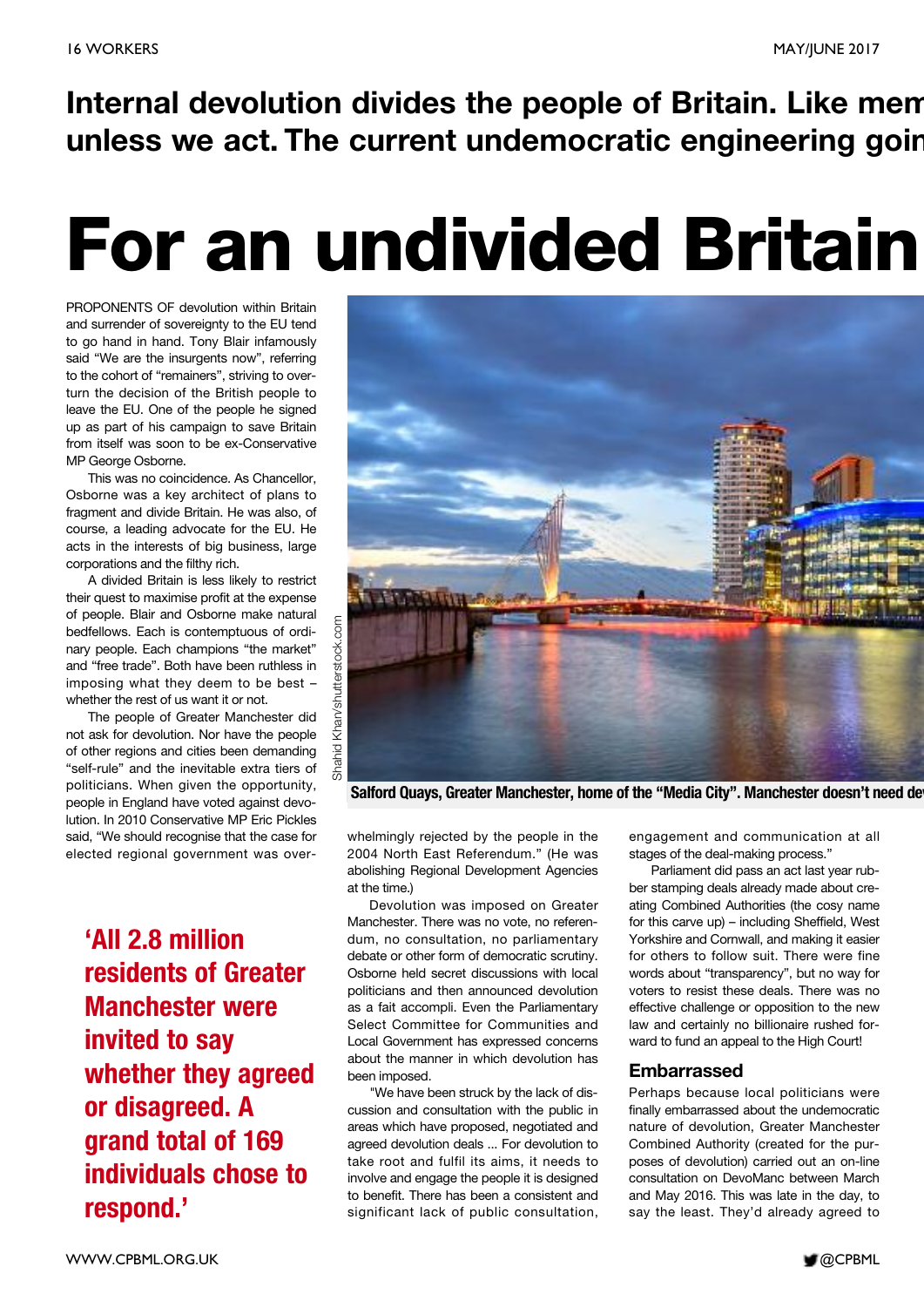**Internal devolution divides the people of Britain. Like mem unless we act. The current undemocratic engineering goin**

# For an undivided Britain

PROPONENTS OF devolution within Britain and surrender of sovereignty to the EU tend to go hand in hand. Tony Blair infamously said "We are the insurgents now", referring to the cohort of "remainers", striving to overturn the decision of the British people to leave the EU. One of the people he signed up as part of his campaign to save Britain from itself was soon to be ex-Conservative MP George Osborne.

This was no coincidence. As Chancellor, Osborne was a key architect of plans to fragment and divide Britain. He was also, of course, a leading advocate for the EU. He acts in the interests of big business, large corporations and the filthy rich.

A divided Britain is less likely to restrict their quest to maximise profit at the expense of people. Blair and Osborne make natural bedfellows. Each is contemptuous of ordinary people. Each champions "the market" and "free trade". Both have been ruthless in imposing what they deem to be best – whether the rest of us want it or not.

The people of Greater Manchester did not ask for devolution. Nor have the people of other regions and cities been demanding "self-rule" and the inevitable extra tiers of politicians. When given the opportunity, people in England have voted against devolution. In 2010 Conservative MP Eric Pickles said, "We should recognise that the case for elected regional government was overwhelmingly rejected by the people in the 2004 North East Referendum." (He was abolishing Regional Development Agencies at the time.)

**'All 2.8 million residents of Greater Manchester were invited to say whether they agreed or disagreed. A grand total of 169 individuals chose to respond.'**

Shahid Khan/shutterstock.com

Salford Quays, Greater Manchester, home of the "Media City". Manchester doesn't need de

Devolution was imposed on Greater Manchester. There was no vote, no referendum, no consultation, no parliamentary debate or other form of democratic scrutiny. Osborne held secret discussions with local politicians and then announced devolution as a fait accompli. Even the Parliamentary Select Committee for Communities and Local Government has expressed concerns about the manner in which devolution has been imposed.

"We have been struck by the lack of discussion and consultation with the public in areas which have proposed, negotiated and agreed devolution deals ... For devolution to take root and fulfil its aims, it needs to involve and engage the people it is designed to benefit. There has been a consistent and significant lack of public consultation, engagement and communication at all stages of the deal-making process."

Parliament did pass an act last year rubber stamping deals already made about creating Combined Authorities (the cosy name for this carve up) – including Sheffield, West Yorkshire and Cornwall, and making it easier for others to follow suit. There were fine words about "transparency", but no way for voters to resist these deals. There was no effective challenge or opposition to the new law and certainly no billionaire rushed forward to fund an appeal to the High Court!

### Embarrassed

Perhaps because local politicians were finally embarrassed about the undemocratic nature of devolution, Greater Manchester Combined Authority (created for the purposes of devolution) carried out an on-line consultation on DevoManc between March and May 2016. This was late in the day, to say the least. They'd already agreed to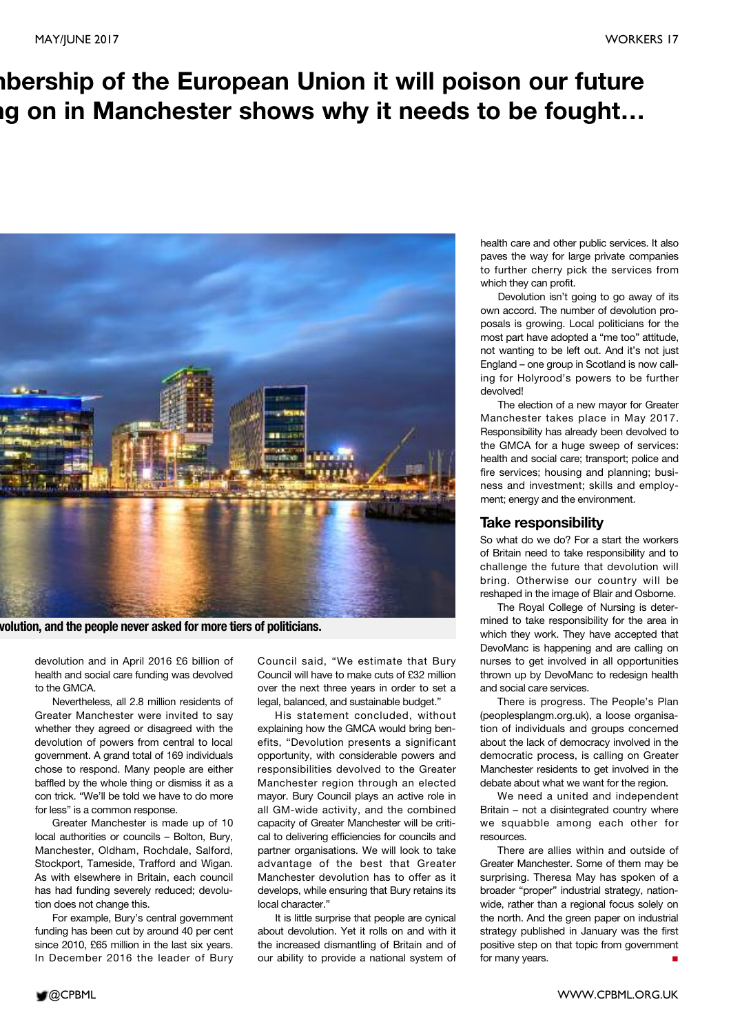# nbership of the European Union it will poison our future
# ng on in Manchester shows why it needs to be fought…

volution, and the people never asked for more tiers of politicians.

devolution and in April 2016 £6 billion of health and social care funding was devolved to the GMCA.

Nevertheless, all 2.8 million residents of Greater Manchester were invited to say whether they agreed or disagreed with the devolution of powers from central to local government. A grand total of 169 individuals chose to respond. Many people are either baffled by the whole thing or dismiss it as a con trick. "We'll be told we have to do more for less" is a common response.

Greater Manchester is made up of 10 local authorities or councils – Bolton, Bury, Manchester, Oldham, Rochdale, Salford, Stockport, Tameside, Trafford and Wigan. As with elsewhere in Britain, each council has had funding severely reduced; devolution does not change this.

For example, Bury's central government funding has been cut by around 40 per cent since 2010, £65 million in the last six years. In December 2016 the leader of Bury Council said, "We estimate that Bury Council will have to make cuts of £32 million over the next three years in order to set a legal, balanced, and sustainable budget."

His statement concluded, without explaining how the GMCA would bring benefits, "Devolution presents a significant opportunity, with considerable powers and responsibilities devolved to the Greater Manchester region through an elected mayor. Bury Council plays an active role in all GM-wide activity, and the combined capacity of Greater Manchester will be critical to delivering efficiencies for councils and partner organisations. We will look to take advantage of the best that Greater Manchester devolution has to offer as it develops, while ensuring that Bury retains its local character."

It is little surprise that people are cynical about devolution. Yet it rolls on and with it the increased dismantling of Britain and of our ability to provide a national system of health care and other public services. It also paves the way for large private companies to further cherry pick the services from which they can profit.

Devolution isn't going to go away of its own accord. The number of devolution proposals is growing. Local politicians for the most part have adopted a "me too" attitude, not wanting to be left out. And it's not just England – one group in Scotland is now calling for Holyrood's powers to be further devolved!

The election of a new mayor for Greater Manchester takes place in May 2017. Responsibility has already been devolved to the GMCA for a huge sweep of services: health and social care; transport; police and fire services; housing and planning; business and investment; skills and employment; energy and the environment.

## Take responsibility

So what do we do? For a start the workers of Britain need to take responsibility and to challenge the future that devolution will bring. Otherwise our country will be reshaped in the image of Blair and Osborne.

The Royal College of Nursing is determined to take responsibility for the area in which they work. They have accepted that DevoManc is happening and are calling on nurses to get involved in all opportunities thrown up by DevoManc to redesign health and social care services.

There is progress. The People's Plan (peoplesplangm.org.uk), a loose organisation of individuals and groups concerned about the lack of democracy involved in the democratic process, is calling on Greater Manchester residents to get involved in the debate about what we want for the region.

We need a united and independent Britain – not a disintegrated country where we squabble among each other for resources.

There are allies within and outside of Greater Manchester. Some of them may be surprising. Theresa May has spoken of a broader "proper" industrial strategy, nationwide, rather than a regional focus solely on the north. And the green paper on industrial strategy published in January was the first positive step on that topic from government for many years. ■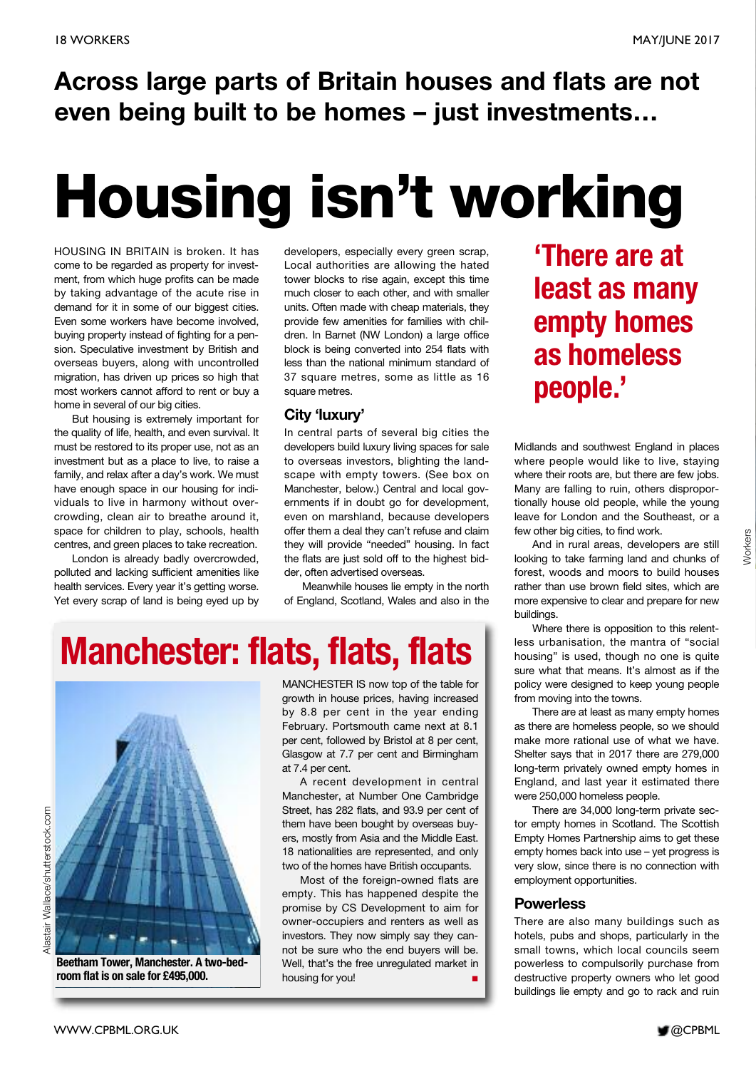**Across large parts of Britain houses and flats are not even being built to be homes – just investments…**

# Housing isn't working

HOUSING IN BRITAIN is broken. It has come to be regarded as property for investment, from which huge profits can be made by taking advantage of the acute rise in demand for it in some of our biggest cities. Even some workers have become involved, buying property instead of fighting for a pension. Speculative investment by British and overseas buyers, along with uncontrolled migration, has driven up prices so high that most workers cannot afford to rent or buy a home in several of our big cities.

But housing is extremely important for the quality of life, health, and even survival. It must be restored to its proper use, not as an investment but as a place to live, to raise a family, and relax after a day's work. We must have enough space in our housing for individuals to live in harmony without overcrowding, clean air to breathe around it, space for children to play, schools, health centres, and green places to take recreation.

London is already badly overcrowded, polluted and lacking sufficient amenities like health services. Every year it's getting worse. Yet every scrap of land is being eyed up by developers, especially every green scrap. Local authorities are allowing the hated tower blocks to rise again, except this time much closer to each other, and with smaller units. Often made with cheap materials, they provide few amenities for families with children. In Barnet (NW London) a large office block is being converted into 254 flats with less than the national minimum standard of 37 square metres, some as little as 16 square metres.

## City 'luxury'

In central parts of several big cities the developers build luxury living spaces for sale to overseas investors, blighting the landscape with empty towers. (See box on Manchester, below.) Central and local governments if in doubt go for development, even on marshland, because developers offer them a deal they can't refuse and claim they will provide "needed" housing. In fact the flats are just sold off to the highest bidder, often advertised overseas.

Meanwhile houses lie empty in the north of England, Scotland, Wales and also in the Midlands and southwest England in places where people would like to live, staying where their roots are, but there are few jobs. Many are falling to ruin, others disproportionately house old people, while the young leave for London and the Southeast, or a few other big cities, to find work.

And in rural areas, developers are still looking to take farming land and chunks of forest, woods and moors to build houses rather than use brown field sites, which are more expensive to clear and prepare for new buildings.

Where there is opposition to this relentless urbanisation, the mantra of "social housing" is used, though no one is quite sure what that means. It's almost as if the policy were designed to keep young people from moving into the towns.

**'There are at least as many empty homes as homeless people.'**

There are at least as many empty homes as there are homeless people, so we should make more rational use of what we have. Shelter says that in 2017 there are 279,000 long-term privately owned empty homes in England, and last year it estimated there were 250,000 homeless people.

There are 34,000 long-term private sector empty homes in Scotland. The Scottish Empty Homes Partnership aims to get these empty homes back into use – yet progress is very slow, since there is no connection with employment opportunities.

## Powerless

There are also many buildings such as hotels, pubs and shops, particularly in the small towns, which local councils seem powerless to compulsorily purchase from destructive property owners who let good buildings lie empty and go to rack and ruin

---

## Manchester: flats, flats, flats

**Beetham Tower, Manchester. A two-bedroom flat is on sale for £495,000.**

Alastair Wallace/shutterstock.com

MANCHESTER IS now top of the table for growth in house prices, having increased by 8.8 per cent in the year ending February. Portsmouth came next at 8.1 per cent, followed by Bristol at 8 per cent, Glasgow at 7.7 per cent and Birmingham at 7.4 per cent.

A recent development in central Manchester, at Number One Cambridge Street, has 282 flats, and 93.9 per cent of them have been bought by overseas buyers, mostly from Asia and the Middle East. 18 nationalities are represented, and only two of the homes have British occupants.

Most of the foreign-owned flats are empty. This has happened despite the promise by CS Development to aim for owner-occupiers and renters as well as investors. They now simply say they cannot be sure who the end buyers will be. Well, that's the free unregulated market in housing for you! ■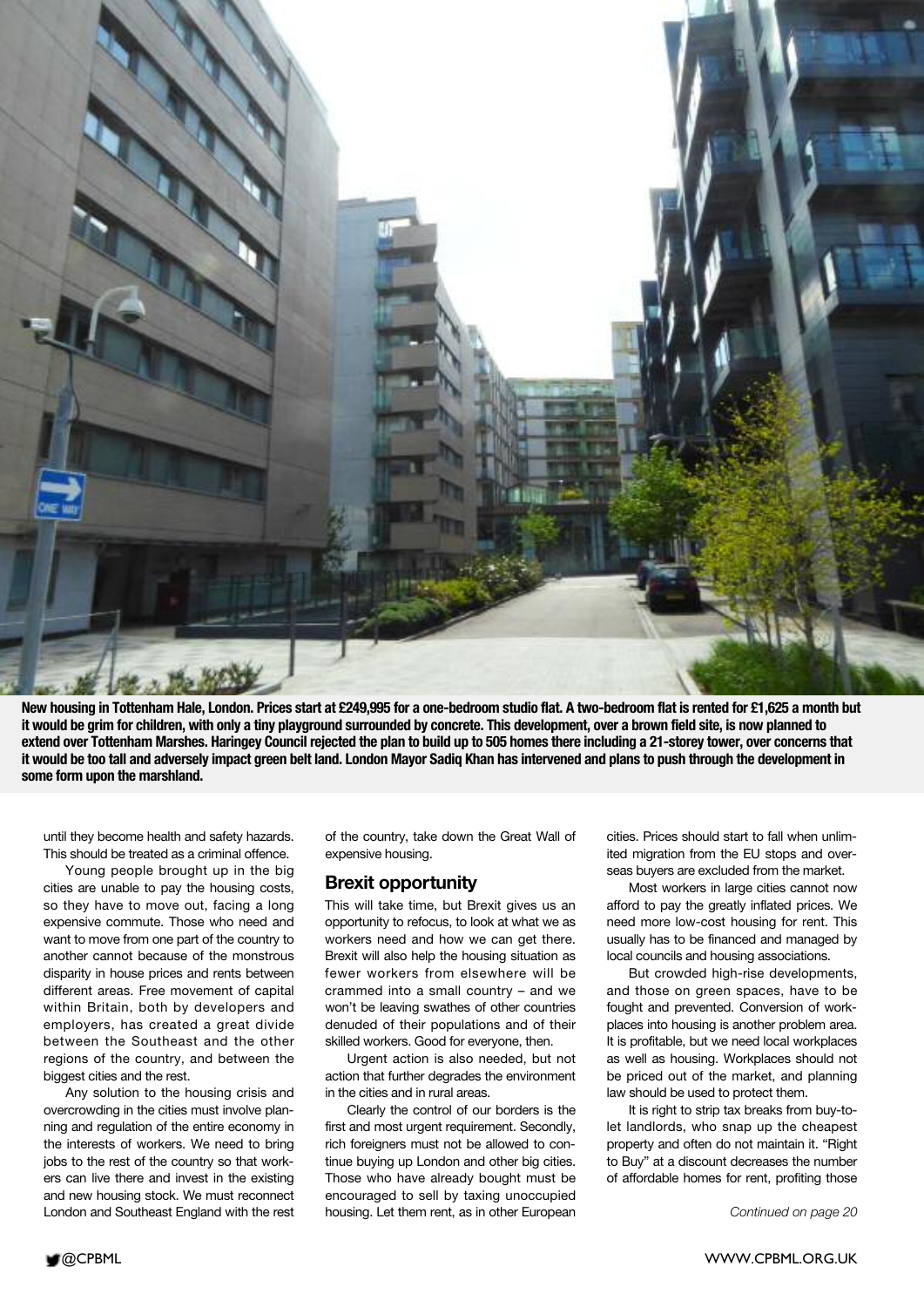**New housing in Tottenham Hale, London. Prices start at £249,995 for a one-bedroom studio flat. A two-bedroom flat is rented for £1,625 a month but it would be grim for children, with only a tiny playground surrounded by concrete. This development, over a brown field site, is now planned to extend over Tottenham Marshes. Haringey Council rejected the plan to build up to 505 homes there including a 21-storey tower, over concerns that it would be too tall and adversely impact green belt land. London Mayor Sadiq Khan has intervened and plans to push through the development in some form upon the marshland.**

until they become health and safety hazards. This should be treated as a criminal offence.

Young people brought up in the big cities are unable to pay the housing costs, so they have to move out, facing a long expensive commute. Those who need and want to move from one part of the country to another cannot because of the monstrous disparity in house prices and rents between different areas. Free movement of capital within Britain, both by developers and employers, has created a great divide between the Southeast and the other regions of the country, and between the biggest cities and the rest.

Any solution to the housing crisis and overcrowding in the cities must involve planning and regulation of the entire economy in the interests of workers. We need to bring jobs to the rest of the country so that workers can live there and invest in the existing and new housing stock. We must reconnect London and Southeast England with the rest of the country, take down the Great Wall of expensive housing.

## Brexit opportunity

This will take time, but Brexit gives us an opportunity to refocus, to look at what we as workers need and how we can get there. Brexit will also help the housing situation as fewer workers from elsewhere will be crammed into a small country – and we won't be leaving swathes of other countries denuded of their populations and of their skilled workers. Good for everyone, then.

Urgent action is also needed, but not action that further degrades the environment in the cities and in rural areas.

Clearly the control of our borders is the first and most urgent requirement. Secondly, rich foreigners must not be allowed to continue buying up London and other big cities. Those who have already bought must be encouraged to sell by taxing unoccupied housing. Let them rent, as in other European cities. Prices should start to fall when unlimited migration from the EU stops and overseas buyers are excluded from the market.

Most workers in large cities cannot now afford to pay the greatly inflated prices. We need more low-cost housing for rent. This usually has to be financed and managed by local councils and housing associations.

But crowded high-rise developments, and those on green spaces, have to be fought and prevented. Conversion of workplaces into housing is another problem area. It is profitable, but we need local workplaces as well as housing. Workplaces should not be priced out of the market, and planning law should be used to protect them.

It is right to strip tax breaks from buy-to-let landlords, who snap up the cheapest property and often do not maintain it. "Right to Buy" at a discount decreases the number of affordable homes for rent, profiting those

*Continued on page 20*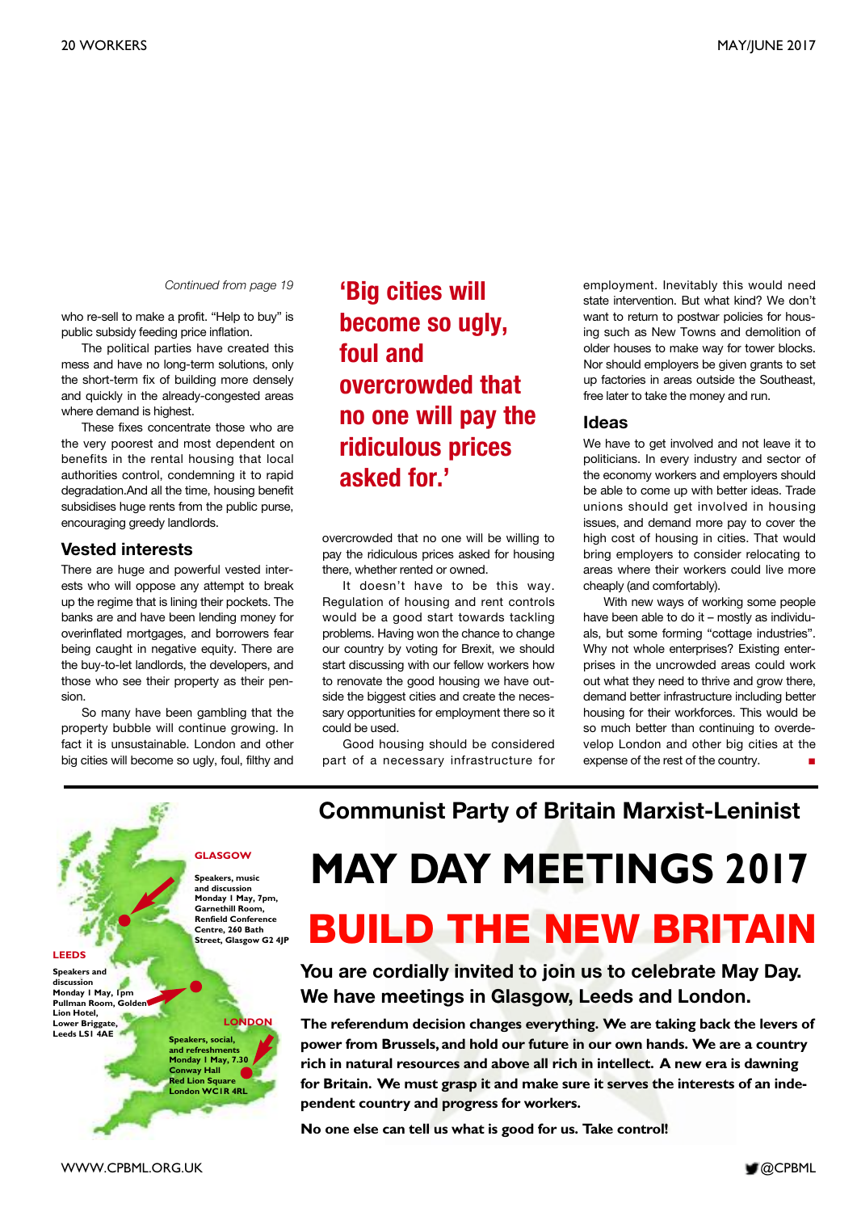*Continued from page 19*

who re-sell to make a profit. "Help to buy" is public subsidy feeding price inflation.

The political parties have created this mess and have no long-term solutions, only the short-term fix of building more densely and quickly in the already-congested areas where demand is highest.

These fixes concentrate those who are the very poorest and most dependent on benefits in the rental housing that local authorities control, condemning it to rapid degradation.And all the time, housing benefit subsidises huge rents from the public purse, encouraging greedy landlords.

## Vested interests

There are huge and powerful vested interests who will oppose any attempt to break up the regime that is lining their pockets. The banks are and have been lending money for overinflated mortgages, and borrowers fear being caught in negative equity. There are the buy-to-let landlords, the developers, and those who see their property as their pension.

So many have been gambling that the property bubble will continue growing. In fact it is unsustainable. London and other big cities will become so ugly, foul, filthy and overcrowded that no one will be willing to pay the ridiculous prices asked for housing there, whether rented or owned.

> **'Big cities will become so ugly, foul and overcrowded that no one will pay the ridiculous prices asked for.'**

It doesn't have to be this way. Regulation of housing and rent controls would be a good start towards tackling problems. Having won the chance to change our country by voting for Brexit, we should start discussing with our fellow workers how to renovate the good housing we have outside the biggest cities and create the necessary opportunities for employment there so it could be used.

Good housing should be considered part of a necessary infrastructure for employment. Inevitably this would need state intervention. But what kind? We don't want to return to postwar policies for housing such as New Towns and demolition of older houses to make way for tower blocks. Nor should employers be given grants to set up factories in areas outside the Southeast, free later to take the money and run.

## Ideas

We have to get involved and not leave it to politicians. In every industry and sector of the economy workers and employers should be able to come up with better ideas. Trade unions should get involved in housing issues, and demand more pay to cover the high cost of housing in cities. That would bring employers to consider relocating to areas where their workers could live more cheaply (and comfortably).

With new ways of working some people have been able to do it – mostly as individuals, but some forming "cottage industries". Why not whole enterprises? Existing enterprises in the uncrowded areas could work out what they need to thrive and grow there, demand better infrastructure including better housing for their workforces. This would be so much better than continuing to overdevelop London and other big cities at the expense of the rest of the country. ■

---

## Communist Party of Britain Marxist-Leninist

# MAY DAY MEETINGS 2017

# BUILD THE NEW BRITAIN

**GLASGOW**
Speakers, music and discussion
Monday 1 May, 7pm,
Garnethill Room,
Renfield Conference Centre, 260 Bath Street, Glasgow G2 4JP

**LEEDS**
Speakers and discussion
Monday 1 May, 1pm
Pullman Room, Golden Lion Hotel,
Lower Briggate,
Leeds LS1 4AE

**LONDON**
Speakers, social, and refreshments
Monday 1 May, 7.30
Conway Hall
Red Lion Square
London WC1R 4RL

**You are cordially invited to join us to celebrate May Day. We have meetings in Glasgow, Leeds and London.**

**The referendum decision changes everything. We are taking back the levers of power from Brussels, and hold our future in our own hands. We are a country rich in natural resources and above all rich in intellect. A new era is dawning for Britain. We must grasp it and make sure it serves the interests of an independent country and progress for workers.**

**No one else can tell us what is good for us. Take control!**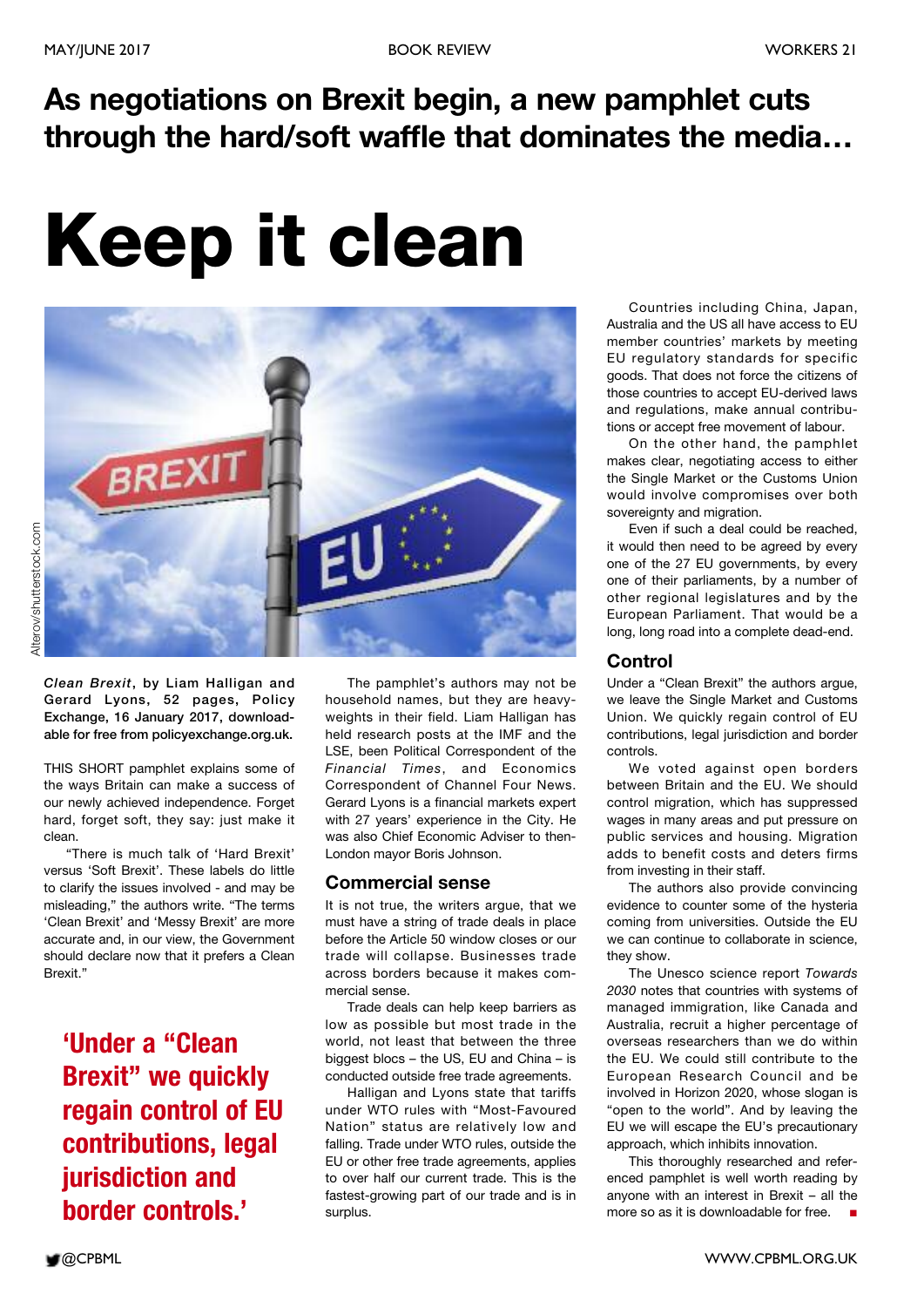## As negotiations on Brexit begin, a new pamphlet cuts through the hard/soft waffle that dominates the media…

# Keep it clean

Alterow/shutterstock.com

***Clean Brexit*, by Liam Halligan and Gerard Lyons, 52 pages, Policy Exchange, 16 January 2017, downloadable for free from policyexchange.org.uk.**

THIS SHORT pamphlet explains some of the ways Britain can make a success of our newly achieved independence. Forget hard, forget soft, they say: just make it clean.

"There is much talk of 'Hard Brexit' versus 'Soft Brexit'. These labels do little to clarify the issues involved - and may be misleading," the authors write. "The terms 'Clean Brexit' and 'Messy Brexit' are more accurate and, in our view, the Government should declare now that it prefers a Clean Brexit."

**'Under a "Clean Brexit" we quickly regain control of EU contributions, legal jurisdiction and border controls.'**

The pamphlet's authors may not be household names, but they are heavyweights in their field. Liam Halligan has held research posts at the IMF and the LSE, been Political Correspondent of the *Financial Times*, and Economics Correspondent of Channel Four News. Gerard Lyons is a financial markets expert with 27 years' experience in the City. He was also Chief Economic Adviser to then-London mayor Boris Johnson.

### Commercial sense

It is not true, the writers argue, that we must have a string of trade deals in place before the Article 50 window closes or our trade will collapse. Businesses trade across borders because it makes commercial sense.

Trade deals can help keep barriers as low as possible but most trade in the world, not least that between the three biggest blocs – the US, EU and China – is conducted outside free trade agreements.

Halligan and Lyons state that tariffs under WTO rules with "Most-Favoured Nation" status are relatively low and falling. Trade under WTO rules, outside the EU or other free trade agreements, applies to over half our current trade. This is the fastest-growing part of our trade and is in surplus.

Countries including China, Japan, Australia and the US all have access to EU member countries' markets by meeting EU regulatory standards for specific goods. That does not force the citizens of those countries to accept EU-derived laws and regulations, make annual contributions or accept free movement of labour.

On the other hand, the pamphlet makes clear, negotiating access to either the Single Market or the Customs Union would involve compromises over both sovereignty and migration.

Even if such a deal could be reached, it would then need to be agreed by every one of the 27 EU governments, by every one of their parliaments, by a number of other regional legislatures and by the European Parliament. That would be a long, long road into a complete dead-end.

### Control

Under a "Clean Brexit" the authors argue, we leave the Single Market and Customs Union. We quickly regain control of EU contributions, legal jurisdiction and border controls.

We voted against open borders between Britain and the EU. We should control migration, which has suppressed wages in many areas and put pressure on public services and housing. Migration adds to benefit costs and deters firms from investing in their staff.

The authors also provide convincing evidence to counter some of the hysteria coming from universities. Outside the EU we can continue to collaborate in science, they show.

The Unesco science report *Towards 2030* notes that countries with systems of managed immigration, like Canada and Australia, recruit a higher percentage of overseas researchers than we do within the EU. We could still contribute to the European Research Council and be involved in Horizon 2020, whose slogan is "open to the world". And by leaving the EU we will escape the EU's precautionary approach, which inhibits innovation.

This thoroughly researched and referenced pamphlet is well worth reading by anyone with an interest in Brexit – all the more so as it is downloadable for free. ■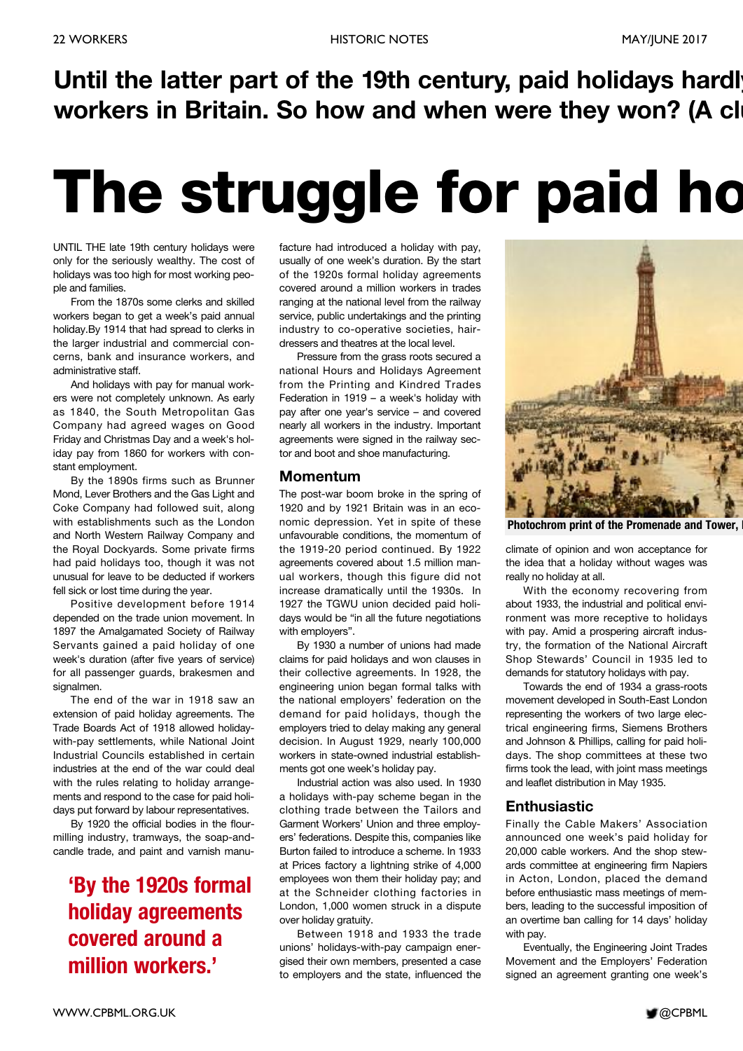**Until the latter part of the 19th century, paid holidays hardl workers in Britain. So how and when were they won? (A cl**

# The struggle for paid ho

UNTIL THE late 19th century holidays were only for the seriously wealthy. The cost of holidays was too high for most working people and families.

From the 1870s some clerks and skilled workers began to get a week's paid annual holiday.By 1914 that had spread to clerks in the larger industrial and commercial concerns, bank and insurance workers, and administrative staff.

And holidays with pay for manual workers were not completely unknown. As early as 1840, the South Metropolitan Gas Company had agreed wages on Good Friday and Christmas Day and a week's holiday pay from 1860 for workers with constant employment.

By the 1890s firms such as Brunner Mond, Lever Brothers and the Gas Light and Coke Company had followed suit, along with establishments such as the London and North Western Railway Company and the Royal Dockyards. Some private firms had paid holidays too, though it was not unusual for leave to be deducted if workers fell sick or lost time during the year.

Positive development before 1914 depended on the trade union movement. In 1897 the Amalgamated Society of Railway Servants gained a paid holiday of one week's duration (after five years of service) for all passenger guards, brakesmen and signalmen.

The end of the war in 1918 saw an extension of paid holiday agreements. The Trade Boards Act of 1918 allowed holiday-with-pay settlements, while National Joint Industrial Councils established in certain industries at the end of the war could deal with the rules relating to holiday arrangements and respond to the case for paid holidays put forward by labour representatives.

By 1920 the official bodies in the flour-milling industry, tramways, the soap-and-candle trade, and paint and varnish manufacture had introduced a holiday with pay, usually of one week's duration. By the start of the 1920s formal holiday agreements covered around a million workers in trades ranging at the national level from the railway service, public undertakings and the printing industry to co-operative societies, hairdressers and theatres at the local level.

**'By the 1920s formal holiday agreements covered around a million workers.'**

Pressure from the grass roots secured a national Hours and Holidays Agreement from the Printing and Kindred Trades Federation in 1919 – a week's holiday with pay after one year's service – and covered nearly all workers in the industry. Important agreements were signed in the railway sector and boot and shoe manufacturing.

## Momentum

The post-war boom broke in the spring of 1920 and by 1921 Britain was in an economic depression. Yet in spite of these unfavourable conditions, the momentum of the 1919-20 period continued. By 1922 agreements covered about 1.5 million manual workers, though this figure did not increase dramatically until the 1930s. In 1927 the TGWU union decided paid holidays would be "in all the future negotiations with employers".

By 1930 a number of unions had made claims for paid holidays and won clauses in their collective agreements. In 1928, the engineering union began formal talks with the national employers' federation on the demand for paid holidays, though the employers tried to delay making any general decision. In August 1929, nearly 100,000 workers in state-owned industrial establishments got one week's holiday pay.

Industrial action was also used. In 1930 a holidays with-pay scheme began in the clothing trade between the Tailors and Garment Workers' Union and three employers' federations. Despite this, companies like Burton failed to introduce a scheme. In 1933 at Prices factory a lightning strike of 4,000 employees won them their holiday pay; and at the Schneider clothing factories in London, 1,000 women struck in a dispute over holiday gratuity.

Between 1918 and 1933 the trade unions' holidays-with-pay campaign energised their own members, presented a case to employers and the state, influenced the climate of opinion and won acceptance for the idea that a holiday without wages was really no holiday at all.

Photochrom print of the Promenade and Tower,

With the economy recovering from about 1933, the industrial and political environment was more receptive to holidays with pay. Amid a prospering aircraft industry, the formation of the National Aircraft Shop Stewards' Council in 1935 led to demands for statutory holidays with pay.

Towards the end of 1934 a grass-roots movement developed in South-East London representing the workers of two large electrical engineering firms, Siemens Brothers and Johnson & Phillips, calling for paid holidays. The shop committees at these two firms took the lead, with joint mass meetings and leaflet distribution in May 1935.

## Enthusiastic

Finally the Cable Makers' Association announced one week's paid holiday for 20,000 cable workers. And the shop stewards committee at engineering firm Napiers in Acton, London, placed the demand before enthusiastic mass meetings of members, leading to the successful imposition of an overtime ban calling for 14 days' holiday with pay.

Eventually, the Engineering Joint Trades Movement and the Employers' Federation signed an agreement granting one week's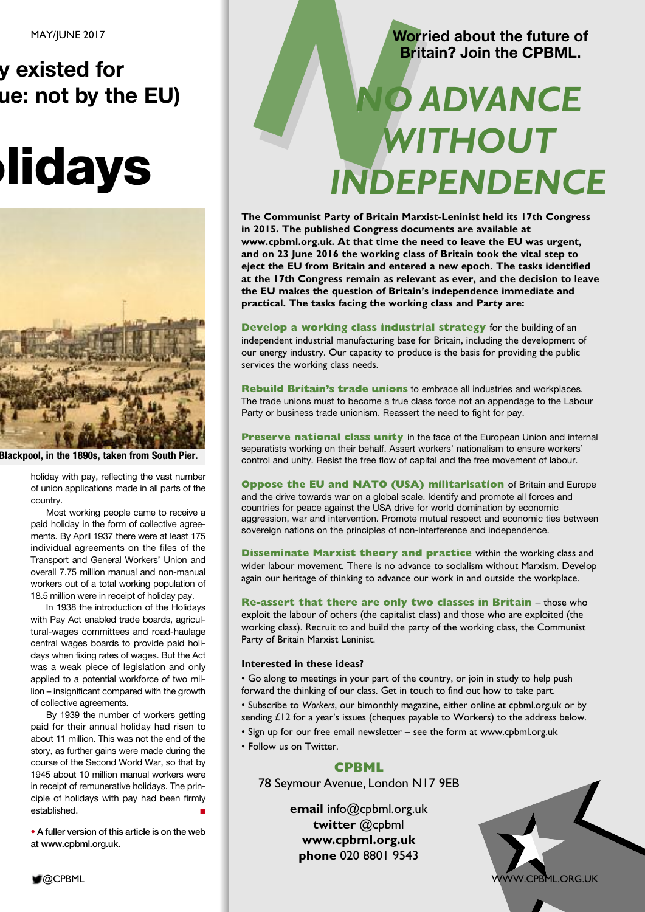## y existed for ue: not by the EU)

# lidays

Blackpool, in the 1890s, taken from South Pier.

holiday with pay, reflecting the vast number of union applications made in all parts of the country.

Most working people came to receive a paid holiday in the form of collective agreements. By April 1937 there were at least 175 individual agreements on the files of the Transport and General Workers' Union and overall 7.75 million manual and non-manual workers out of a total working population of 18.5 million were in receipt of holiday pay.

In 1938 the introduction of the Holidays with Pay Act enabled trade boards, agricultural-wages committees and road-haulage central wages boards to provide paid holidays when fixing rates of wages. But the Act was a weak piece of legislation and only applied to a potential workforce of two million – insignificant compared with the growth of collective agreements.

By 1939 the number of workers getting paid for their annual holiday had risen to about 11 million. This was not the end of the story, as further gains were made during the course of the Second World War, so that by 1945 about 10 million manual workers were in receipt of remunerative holidays. The principle of holidays with pay had been firmly established. ■

• A fuller version of this article is on the web at www.cpbml.org.uk.

---

**Worried about the future of Britain? Join the CPBML.**

# NO ADVANCE WITHOUT INDEPENDENCE

**The Communist Party of Britain Marxist-Leninist held its 17th Congress in 2015. The published Congress documents are available at www.cpbml.org.uk. At that time the need to leave the EU was urgent, and on 23 June 2016 the working class of Britain took the vital step to eject the EU from Britain and entered a new epoch. The tasks identified at the 17th Congress remain as relevant as ever, and the decision to leave the EU makes the question of Britain's independence immediate and practical. The tasks facing the working class and Party are:**

**Develop a working class industrial strategy** for the building of an independent industrial manufacturing base for Britain, including the development of our energy industry. Our capacity to produce is the basis for providing the public services the working class needs.

**Rebuild Britain's trade unions** to embrace all industries and workplaces. The trade unions must to become a true class force not an appendage to the Labour Party or business trade unionism. Reassert the need to fight for pay.

**Preserve national class unity** in the face of the European Union and internal separatists working on their behalf. Assert workers' nationalism to ensure workers' control and unity. Resist the free flow of capital and the free movement of labour.

**Oppose the EU and NATO (USA) militarisation** of Britain and Europe and the drive towards war on a global scale. Identify and promote all forces and countries for peace against the USA drive for world domination by economic aggression, war and intervention. Promote mutual respect and economic ties between sovereign nations on the principles of non-interference and independence.

**Disseminate Marxist theory and practice** within the working class and wider labour movement. There is no advance to socialism without Marxism. Develop again our heritage of thinking to advance our work in and outside the workplace.

**Re-assert that there are only two classes in Britain** – those who exploit the labour of others (the capitalist class) and those who are exploited (the working class). Recruit to and build the party of the working class, the Communist Party of Britain Marxist Leninist.

**Interested in these ideas?**

- Go along to meetings in your part of the country, or join in study to help push forward the thinking of our class. Get in touch to find out how to take part.
- Subscribe to *Workers*, our bimonthly magazine, either online at cpbml.org.uk or by sending £12 for a year's issues (cheques payable to Workers) to the address below.
- Sign up for our free email newsletter – see the form at www.cpbml.org.uk
- Follow us on Twitter.

**CPBML**
78 Seymour Avenue, London N17 9EB

**email** info@cpbml.org.uk
**twitter** @cpbml
**www.cpbml.org.uk**
**phone** 020 8801 9543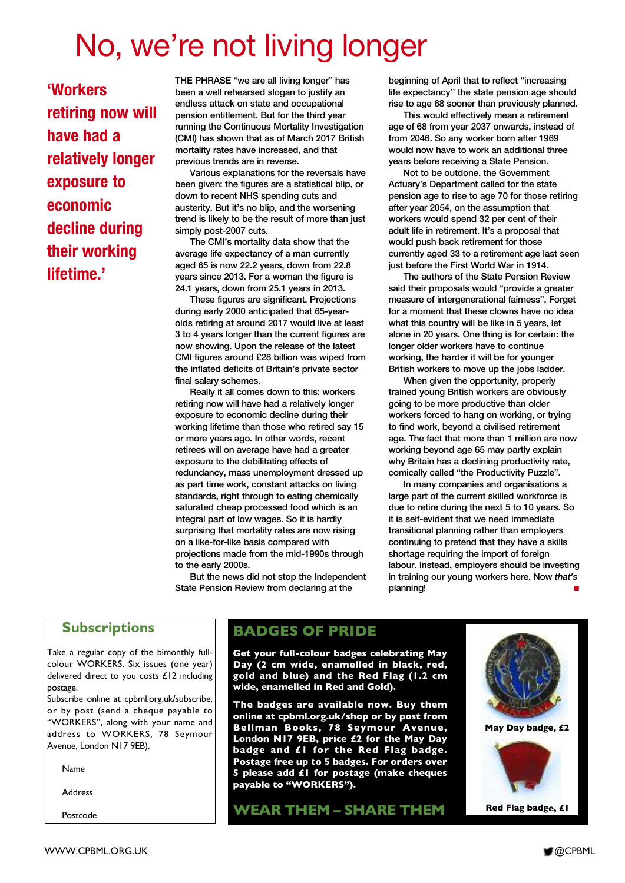# No, we're not living longer

**'Workers retiring now will have had a relatively longer exposure to economic decline during their working lifetime.'**

THE PHRASE "we are all living longer" has been a well rehearsed slogan to justify an endless attack on state and occupational pension entitlement. But for the third year running the Continuous Mortality Investigation (CMI) has shown that as of March 2017 British mortality rates have increased, and that previous trends are in reverse.

Various explanations for the reversals have been given: the figures are a statistical blip, or down to recent NHS spending cuts and austerity. But it's no blip, and the worsening trend is likely to be the result of more than just simply post-2007 cuts.

The CMI's mortality data show that the average life expectancy of a man currently aged 65 is now 22.2 years, down from 22.8 years since 2013. For a woman the figure is 24.1 years, down from 25.1 years in 2013.

These figures are significant. Projections during early 2000 anticipated that 65-year-olds retiring at around 2017 would live at least 3 to 4 years longer than the current figures are now showing. Upon the release of the latest CMI figures around £28 billion was wiped from the inflated deficits of Britain's private sector final salary schemes.

Really it all comes down to this: workers retiring now will have had a relatively longer exposure to economic decline during their working lifetime than those who retired say 15 or more years ago. In other words, recent retirees will on average have had a greater exposure to the debilitating effects of redundancy, mass unemployment dressed up as part time work, constant attacks on living standards, right through to eating chemically saturated cheap processed food which is an integral part of low wages. So it is hardly surprising that mortality rates are now rising on a like-for-like basis compared with projections made from the mid-1990s through to the early 2000s.

But the news did not stop the Independent State Pension Review from declaring at the beginning of April that to reflect "increasing life expectancy" the state pension age should rise to age 68 sooner than previously planned.

This would effectively mean a retirement age of 68 from year 2037 onwards, instead of from 2046. So any worker born after 1969 would now have to work an additional three years before receiving a State Pension.

Not to be outdone, the Government Actuary's Department called for the state pension age to rise to age 70 for those retiring after year 2054, on the assumption that workers would spend 32 per cent of their adult life in retirement. It's a proposal that would push back retirement for those currently aged 33 to a retirement age last seen just before the First World War in 1914.

The authors of the State Pension Review said their proposals would "provide a greater measure of intergenerational fairness". Forget for a moment that these clowns have no idea what this country will be like in 5 years, let alone in 20 years. One thing is for certain: the longer older workers have to continue working, the harder it will be for younger British workers to move up the jobs ladder.

When given the opportunity, properly trained young British workers are obviously going to be more productive than older workers forced to hang on working, or trying to find work, beyond a civilised retirement age. The fact that more than 1 million are now working beyond age 65 may partly explain why Britain has a declining productivity rate, comically called "the Productivity Puzzle".

In many companies and organisations a large part of the current skilled workforce is due to retire during the next 5 to 10 years. So it is self-evident that we need immediate transitional planning rather than employers continuing to pretend that they have a skills shortage requiring the import of foreign labour. Instead, employers should be investing in training our young workers here. Now *that's* planning! ■

## Subscriptions

Take a regular copy of the bimonthly full-colour WORKERS. Six issues (one year) delivered direct to you costs £12 including postage.
Subscribe online at cpbml.org.uk/subscribe, or by post (send a cheque payable to "WORKERS", along with your name and address to WORKERS, 78 Seymour Avenue, London N17 9EB).

Name

Address

Postcode

## BADGES OF PRIDE

**Get your full-colour badges celebrating May Day (2 cm wide, enamelled in black, red, gold and blue) and the Red Flag (1.2 cm wide, enamelled in Red and Gold).**

**The badges are available now. Buy them online at cpbml.org.uk/shop or by post from Bellman Books, 78 Seymour Avenue, London N17 9EB, price £2 for the May Day badge and £1 for the Red Flag badge. Postage free up to 5 badges. For orders over 5 please add £1 for postage (make cheques payable to "WORKERS").**

**May Day badge, £2**

**Red Flag badge, £1**

## WEAR THEM – SHARE THEM